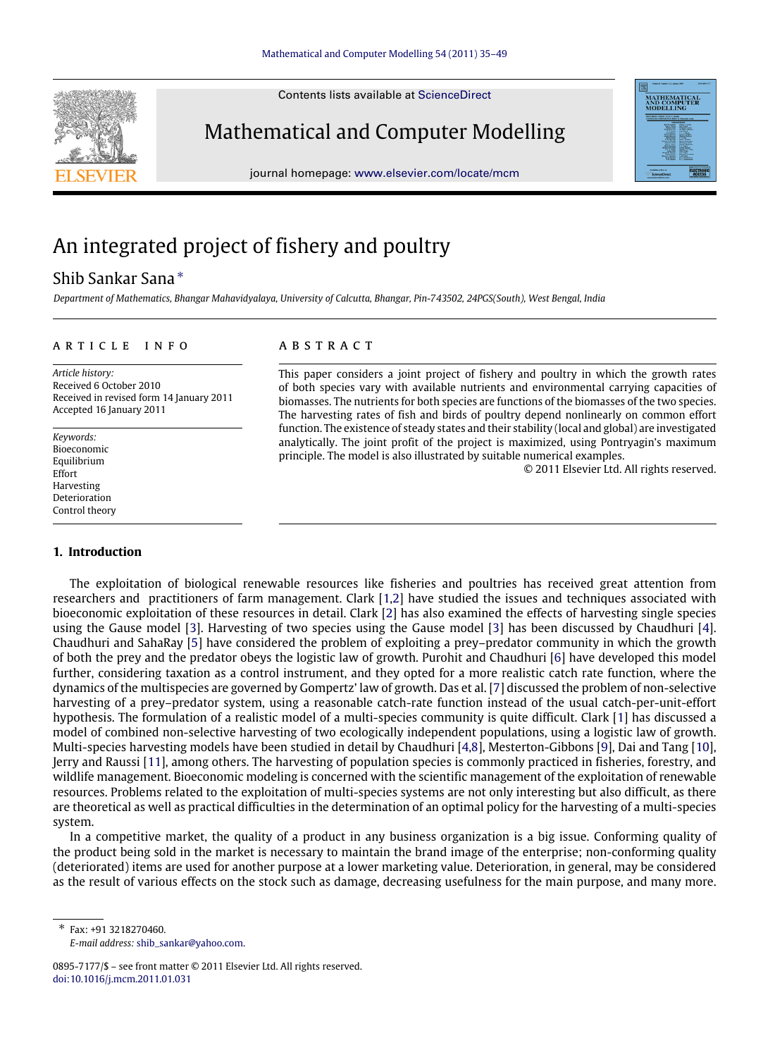# An integrated project of fishery and poultry

Shib Sankar Sana *

*Department of Mathematics, Bhangar Mahavidyalaya, University of Calcutta, Bhangar, Pin-743502, 24PGS(South), West Bengal, India*

## ARTICLE INFO

*Article history:*
Received 6 October 2010
Received in revised form 14 January 2011
Accepted 16 January 2011

*Keywords:*
Bioeconomic
Equilibrium
Effort
Harvesting
Deterioration
Control theory

## ABSTRACT

This paper considers a joint project of fishery and poultry in which the growth rates of both species vary with available nutrients and environmental carrying capacities of biomasses. The nutrients for both species are functions of the biomasses of the two species. The harvesting rates of fish and birds of poultry depend nonlinearly on common effort function. The existence of steady states and their stability (local and global) are investigated analytically. The joint profit of the project is maximized, using Pontryagin's maximum principle. The model is also illustrated by suitable numerical examples.

© 2011 Elsevier Ltd. All rights reserved.

## 1. Introduction

The exploitation of biological renewable resources like fisheries and poultries has received great attention from researchers and practitioners of farm management. Clark [1,2] have studied the issues and techniques associated with bioeconomic exploitation of these resources in detail. Clark [2] has also examined the effects of harvesting single species using the Gause model [3]. Harvesting of two species using the Gause model [3] has been discussed by Chaudhuri [4]. Chaudhuri and SahaRay [5] have considered the problem of exploiting a prey–predator community in which the growth of both the prey and the predator obeys the logistic law of growth. Purohit and Chaudhuri [6] have developed this model further, considering taxation as a control instrument, and they opted for a more realistic catch rate function, where the dynamics of the multispecies are governed by Gompertz' law of growth. Das et al. [7] discussed the problem of non-selective harvesting of a prey–predator system, using a reasonable catch-rate function instead of the usual catch-per-unit-effort hypothesis. The formulation of a realistic model of a multi-species community is quite difficult. Clark [1] has discussed a model of combined non-selective harvesting of two ecologically independent populations, using a logistic law of growth. Multi-species harvesting models have been studied in detail by Chaudhuri [4,8], Mesterton-Gibbons [9], Dai and Tang [10], Jerry and Raussi [11], among others. The harvesting of population species is commonly practiced in fisheries, forestry, and wildlife management. Bioeconomic modeling is concerned with the scientific management of the exploitation of renewable resources. Problems related to the exploitation of multi-species systems are not only interesting but also difficult, as there are theoretical as well as practical difficulties in the determination of an optimal policy for the harvesting of a multi-species system.

In a competitive market, the quality of a product in any business organization is a big issue. Conforming quality of the product being sold in the market is necessary to maintain the brand image of the enterprise; non-conforming quality (deteriorated) items are used for another purpose at a lower marketing value. Deterioration, in general, may be considered as the result of various effects on the stock such as damage, decreasing usefulness for the main purpose, and many more.

---

* Fax: +91 3218270460.
*E-mail address:* shib_sankar@yahoo.com.

0895-7177/$ – see front matter © 2011 Elsevier Ltd. All rights reserved.
doi:10.1016/j.mcm.2011.01.031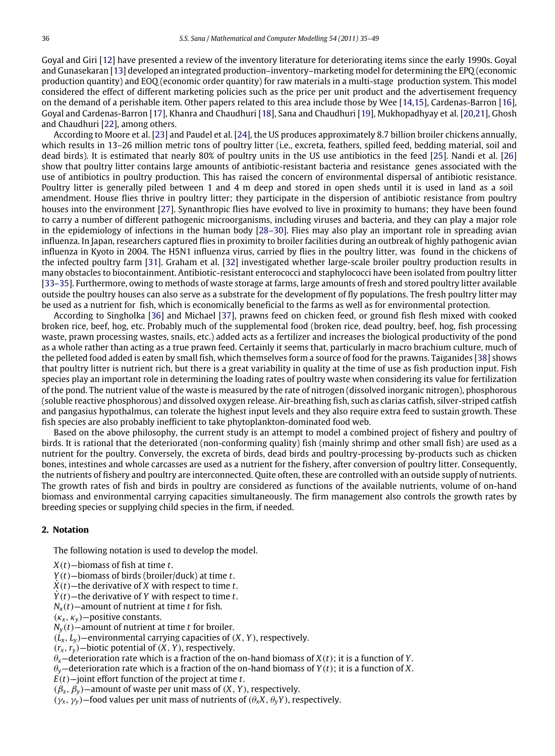Goyal and Giri [12] have presented a review of the inventory literature for deteriorating items since the early 1990s. Goyal and Gunasekaran [13] developed an integrated production–inventory–marketing model for determining the EPQ (economic production quantity) and EOQ (economic order quantity) for raw materials in a multi-stage production system. This model considered the effect of different marketing policies such as the price per unit product and the advertisement frequency on the demand of a perishable item. Other papers related to this area include those by Wee [14,15], Cardenas-Barron [16], Goyal and Cardenas-Barron [17], Khanra and Chaudhuri [18], Sana and Chaudhuri [19], Mukhopadhyay et al. [20,21], Ghosh and Chaudhuri [22], among others.

According to Moore et al. [23] and Paudel et al. [24], the US produces approximately 8.7 billion broiler chickens annually, which results in 13–26 million metric tons of poultry litter (i.e., excreta, feathers, spilled feed, bedding material, soil and dead birds). It is estimated that nearly 80% of poultry units in the US use antibiotics in the feed [25]. Nandi et al. [26] show that poultry litter contains large amounts of antibiotic-resistant bacteria and resistance genes associated with the use of antibiotics in poultry production. This has raised the concern of environmental dispersal of antibiotic resistance. Poultry litter is generally piled between 1 and 4 m deep and stored in open sheds until it is used in land as a soil amendment. House flies thrive in poultry litter; they participate in the dispersion of antibiotic resistance from poultry houses into the environment [27]. Synanthropic flies have evolved to live in proximity to humans; they have been found to carry a number of different pathogenic microorganisms, including viruses and bacteria, and they can play a major role in the epidemiology of infections in the human body [28–30]. Flies may also play an important role in spreading avian influenza. In Japan, researchers captured flies in proximity to broiler facilities during an outbreak of highly pathogenic avian influenza in Kyoto in 2004. The H5N1 influenza virus, carried by flies in the poultry litter, was found in the chickens of the infected poultry farm [31]. Graham et al. [32] investigated whether large-scale broiler poultry production results in many obstacles to biocontainment. Antibiotic-resistant enterococci and staphylococci have been isolated from poultry litter [33–35]. Furthermore, owing to methods of waste storage at farms, large amounts of fresh and stored poultry litter available outside the poultry houses can also serve as a substrate for the development of fly populations. The fresh poultry litter may be used as a nutrient for fish, which is economically beneficial to the farms as well as for environmental protection.

According to Singholka [36] and Michael [37], prawns feed on chicken feed, or ground fish flesh mixed with cooked broken rice, beef, hog, etc. Probably much of the supplemental food (broken rice, dead poultry, beef, hog, fish processing waste, prawn processing wastes, snails, etc.) added acts as a fertilizer and increases the biological productivity of the pond as a whole rather than acting as a true prawn feed. Certainly it seems that, particularly in macro brachium culture, much of the pelleted food added is eaten by small fish, which themselves form a source of food for the prawns. Taiganides [38] shows that poultry litter is nutrient rich, but there is a great variability in quality at the time of use as fish production input. Fish species play an important role in determining the loading rates of poultry waste when considering its value for fertilization of the pond. The nutrient value of the waste is measured by the rate of nitrogen (dissolved inorganic nitrogen), phosphorous (soluble reactive phosphorous) and dissolved oxygen release. Air-breathing fish, such as clarias catfish, silver-striped catfish and pangasius hypothalmus, can tolerate the highest input levels and they also require extra feed to sustain growth. These fish species are also probably inefficient to take phytoplankton-dominated food web.

Based on the above philosophy, the current study is an attempt to model a combined project of fishery and poultry of birds. It is rational that the deteriorated (non-conforming quality) fish (mainly shrimp and other small fish) are used as a nutrient for the poultry. Conversely, the excreta of birds, dead birds and poultry-processing by-products such as chicken bones, intestines and whole carcasses are used as a nutrient for the fishery, after conversion of poultry litter. Consequently, the nutrients of fishery and poultry are interconnected. Quite often, these are controlled with an outside supply of nutrients. The growth rates of fish and birds in poultry are considered as functions of the available nutrients, volume of on-hand biomass and environmental carrying capacities simultaneously. The firm management also controls the growth rates by breeding species or supplying child species in the firm, if needed.

## 2. Notation

The following notation is used to develop the model.

$X(t)$—biomass of fish at time $t$.
$Y(t)$—biomass of birds (broiler/duck) at time $t$.
$\dot{X}(t)$—the derivative of $X$ with respect to time $t$.
$\dot{Y}(t)$—the derivative of $Y$ with respect to time $t$.
$N_x(t)$—amount of nutrient at time $t$ for fish.
$(\kappa_x, \kappa_y)$—positive constants.
$N_y(t)$—amount of nutrient at time $t$ for broiler.
$(L_x, L_y)$—environmental carrying capacities of $(X, Y)$, respectively.
$(r_x, r_y)$—biotic potential of $(X, Y)$, respectively.
$\theta_x$—deterioration rate which is a fraction of the on-hand biomass of $X(t)$; it is a function of $Y$.
$\theta_y$—deterioration rate which is a fraction of the on-hand biomass of $Y(t)$; it is a function of $X$.
$E(t)$—joint effort function of the project at time $t$.
$(\beta_x, \beta_y)$—amount of waste per unit mass of $(X, Y)$, respectively.
$(\gamma_x, \gamma_y)$—food values per unit mass of nutrients of $(\theta_x X, \theta_y Y)$, respectively.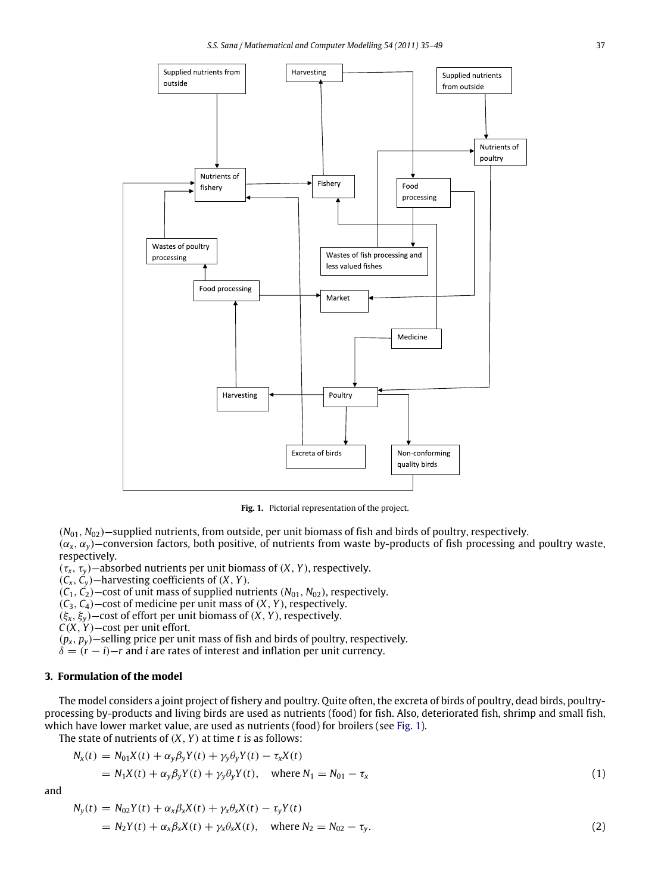Fig. 1. Pictorial representation of the project.

$(N_{01}, N_{02})$—supplied nutrients, from outside, per unit biomass of fish and birds of poultry, respectively.
$(\alpha_x, \alpha_y)$—conversion factors, both positive, of nutrients from waste by-products of fish processing and poultry waste, respectively.
$(\tau_x, \tau_y)$—absorbed nutrients per unit biomass of $(X, Y)$, respectively.
$(C_x, C_y)$—harvesting coefficients of $(X, Y)$.
$(C_1, C_2)$—cost of unit mass of supplied nutrients $(N_{01}, N_{02})$, respectively.
$(C_3, C_4)$—cost of medicine per unit mass of $(X, Y)$, respectively.
$(\xi_x, \xi_y)$—cost of effort per unit biomass of $(X, Y)$, respectively.
$C(X, Y)$—cost per unit effort.
$(p_x, p_y)$—selling price per unit mass of fish and birds of poultry, respectively.
$\delta = (r - i)$—$r$ and $i$ are rates of interest and inflation per unit currency.

## 3. Formulation of the model

The model considers a joint project of fishery and poultry. Quite often, the excreta of birds of poultry, dead birds, poultry-processing by-products and living birds are used as nutrients (food) for fish. Also, deteriorated fish, shrimp and small fish, which have lower market value, are used as nutrients (food) for broilers (see Fig. 1).

The state of nutrients of $(X, Y)$ at time $t$ is as follows:

$$\begin{aligned} N_x(t) &= N_{01}X(t) + \alpha_y\beta_yY(t) + \gamma_y\theta_yY(t) - \tau_xX(t) \\ &= N_1X(t) + \alpha_y\beta_yY(t) + \gamma_y\theta_yY(t), \quad \text{where } N_1 = N_{01} - \tau_x \end{aligned} \tag{1}$$

and

$$\begin{aligned} N_y(t) &= N_{02}Y(t) + \alpha_x\beta_xX(t) + \gamma_x\theta_xX(t) - \tau_yY(t) \\ &= N_2Y(t) + \alpha_x\beta_xX(t) + \gamma_x\theta_xX(t), \quad \text{where } N_2 = N_{02} - \tau_y. \end{aligned} \tag{2}$$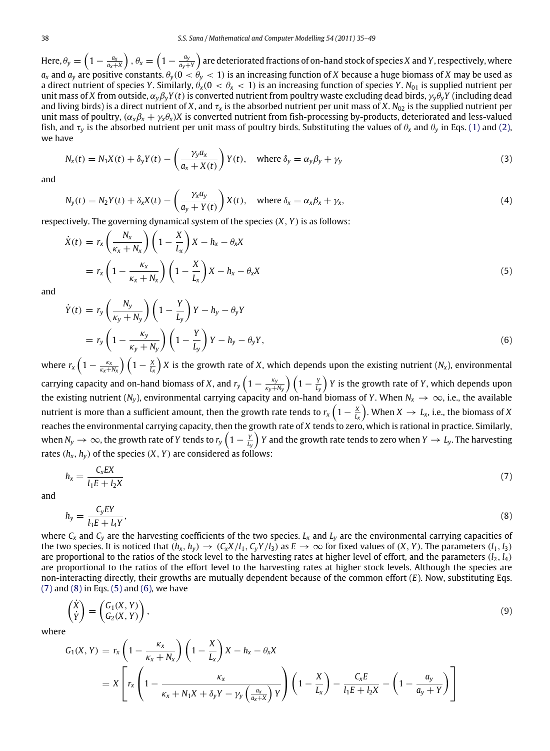Here, $\theta_y = \left(1 - \frac{a_x}{a_x+X}\right)$, $\theta_x = \left(1 - \frac{a_y}{a_y+Y}\right)$ are deteriorated fractions of on-hand stock of species $X$ and $Y$, respectively, where $a_x$ and $a_y$ are positive constants. $\theta_y (0 < \theta_y < 1)$ is an increasing function of $X$ because a huge biomass of $X$ may be used as a direct nutrient of species $Y$. Similarly, $\theta_x (0 < \theta_x < 1)$ is an increasing function of species $Y$. $N_{01}$ is supplied nutrient per unit mass of $X$ from outside, $\alpha_y \beta_y Y(t)$ is converted nutrient from poultry waste excluding dead birds, $\gamma_y \theta_y Y$ (including dead and living birds) is a direct nutrient of $X$, and $\tau_x$ is the absorbed nutrient per unit mass of $X$. $N_{02}$ is the supplied nutrient per unit mass of poultry, $(\alpha_x \beta_x + \gamma_x \theta_x)X$ is converted nutrient from fish-processing by-products, deteriorated and less-valued fish, and $\tau_y$ is the absorbed nutrient per unit mass of poultry birds. Substituting the values of $\theta_x$ and $\theta_y$ in Eqs. (1) and (2), we have

$$N_x(t) = N_1 X(t) + \delta_y Y(t) - \left(\frac{\gamma_y a_x}{a_x + X(t)}\right) Y(t), \quad \text{where } \delta_y = \alpha_y \beta_y + \gamma_y \tag{3}$$

and

$$N_y(t) = N_2 Y(t) + \delta_x X(t) - \left(\frac{\gamma_x a_y}{a_y + Y(t)}\right) X(t), \quad \text{where } \delta_x = \alpha_x \beta_x + \gamma_x, \tag{4}$$

respectively. The governing dynamical system of the species $(X, Y)$ is as follows:

$$\begin{aligned}\dot{X}(t) &= r_x \left(\frac{N_x}{\kappa_x + N_x}\right)\left(1 - \frac{X}{L_x}\right) X - h_x - \theta_x X \\ &= r_x \left(1 - \frac{\kappa_x}{\kappa_x + N_x}\right)\left(1 - \frac{X}{L_x}\right) X - h_x - \theta_x X\end{aligned} \tag{5}$$

and

$$\begin{aligned}\dot{Y}(t) &= r_y \left(\frac{N_y}{\kappa_y + N_y}\right)\left(1 - \frac{Y}{L_y}\right) Y - h_y - \theta_y Y \\ &= r_y \left(1 - \frac{\kappa_y}{\kappa_y + N_y}\right)\left(1 - \frac{Y}{L_y}\right) Y - h_y - \theta_y Y,\end{aligned} \tag{6}$$

where $r_x \left(1 - \frac{\kappa_x}{\kappa_x + N_x}\right)\left(1 - \frac{X}{L_x}\right) X$ is the growth rate of $X$, which depends upon the existing nutrient $(N_x)$, environmental carrying capacity and on-hand biomass of $X$, and $r_y \left(1 - \frac{\kappa_y}{\kappa_y + N_y}\right)\left(1 - \frac{Y}{L_y}\right) Y$ is the growth rate of $Y$, which depends upon the existing nutrient $(N_y)$, environmental carrying capacity and on-hand biomass of $Y$. When $N_x \to \infty$, i.e., the available nutrient is more than a sufficient amount, then the growth rate tends to $r_x \left(1 - \frac{X}{L_x}\right)$. When $X \to L_x$, i.e., the biomass of $X$ reaches the environmental carrying capacity, then the growth rate of $X$ tends to zero, which is rational in practice. Similarly, when $N_y \to \infty$, the growth rate of $Y$ tends to $r_y \left(1 - \frac{Y}{L_y}\right) Y$ and the growth rate tends to zero when $Y \to L_y$. The harvesting rates $(h_x, h_y)$ of the species $(X, Y)$ are considered as follows:

$$h_x = \frac{C_x E X}{l_1 E + l_2 X} \tag{7}$$

and

$$h_y = \frac{C_y E Y}{l_3 E + l_4 Y}, \tag{8}$$

where $C_x$ and $C_y$ are the harvesting coefficients of the two species. $L_x$ and $L_y$ are the environmental carrying capacities of the two species. It is noticed that $(h_x, h_y) \to (C_x X / l_1, C_y Y / l_3)$ as $E \to \infty$ for fixed values of $(X, Y)$. The parameters $(l_1, l_3)$ are proportional to the ratios of the stock level to the harvesting rates at higher level of effort, and the parameters $(l_2, l_4)$ are proportional to the ratios of the effort level to the harvesting rates at higher stock levels. Although the species are non-interacting directly, their growths are mutually dependent because of the common effort $(E)$. Now, substituting Eqs. (7) and (8) in Eqs. (5) and (6), we have

$$\begin{pmatrix}\dot{X} \\ \dot{Y}\end{pmatrix} = \begin{pmatrix} G_1(X, Y) \\ G_2(X, Y)\end{pmatrix}, \tag{9}$$

where

$$\begin{aligned} G_1(X, Y) &= r_x \left(1 - \frac{\kappa_x}{\kappa_x + N_x}\right)\left(1 - \frac{X}{L_x}\right) X - h_x - \theta_x X \\ &= X\left[r_x \left(1 - \frac{\kappa_x}{\kappa_x + N_1 X + \delta_y Y - \gamma_y \left(\frac{a_x}{a_x + X}\right) Y}\right)\left(1 - \frac{X}{L_x}\right) - \frac{C_x E}{l_1 E + l_2 X} - \left(1 - \frac{a_y}{a_y + Y}\right)\right]\end{aligned}$$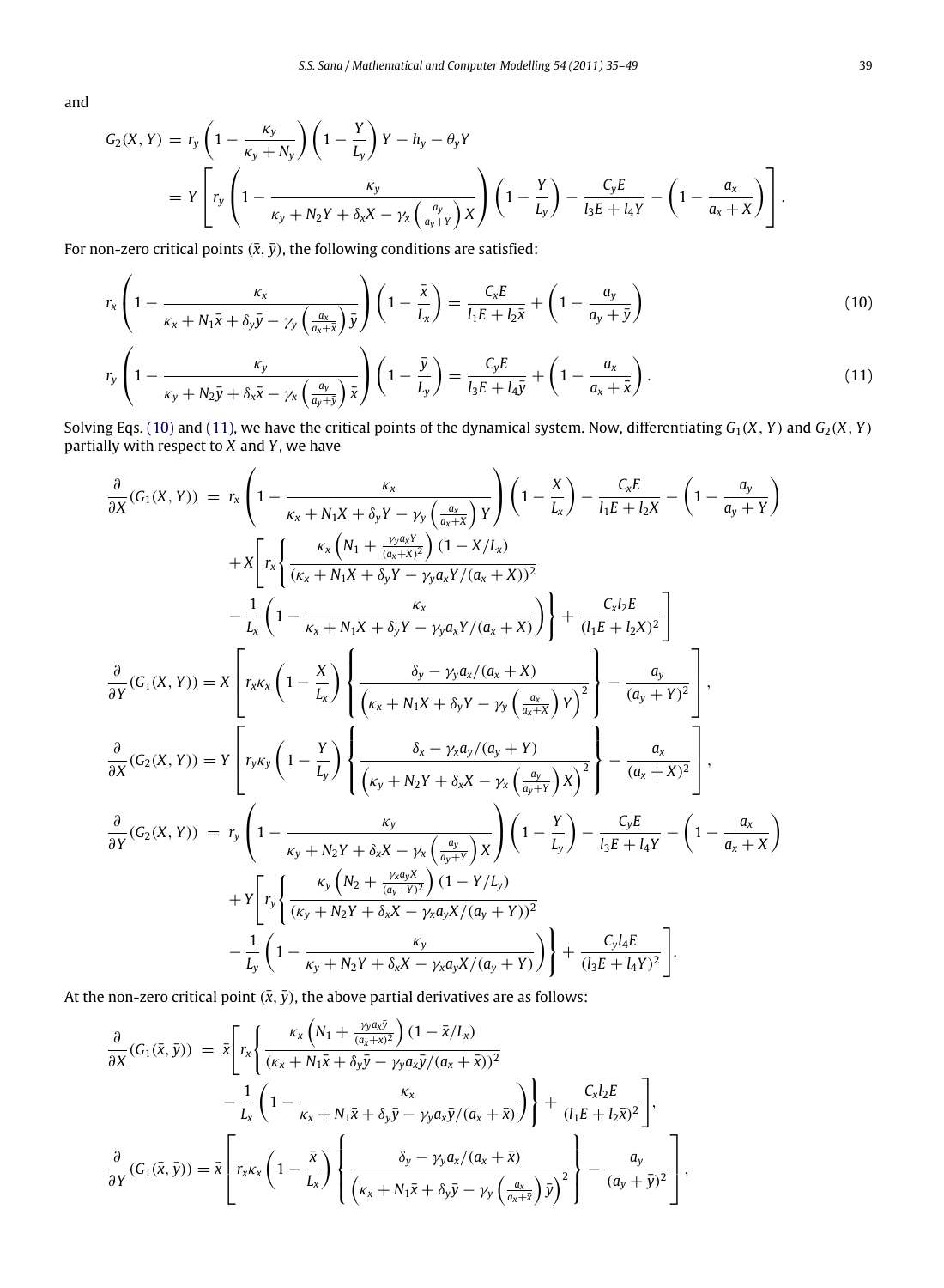and

$$
\begin{aligned}
G_2(X, Y) &= r_y\left(1 - \frac{\kappa_y}{\kappa_y + N_y}\right)\left(1 - \frac{Y}{L_y}\right)Y - h_y - \theta_y Y \\
&= Y\left[r_y\left(1 - \frac{\kappa_y}{\kappa_y + N_2 Y + \delta_x X - \gamma_x\left(\frac{a_y}{a_y + Y}\right)X}\right)\left(1 - \frac{Y}{L_y}\right) - \frac{C_y E}{l_3 E + l_4 Y} - \left(1 - \frac{a_x}{a_x + X}\right)\right].
\end{aligned}
$$

For non-zero critical points $(\bar{x}, \bar{y})$, the following conditions are satisfied:

$$
r_x\left(1 - \frac{\kappa_x}{\kappa_x + N_1\bar{x} + \delta_y\bar{y} - \gamma_y\left(\frac{a_x}{a_x + \bar{x}}\right)\bar{y}}\right)\left(1 - \frac{\bar{x}}{L_x}\right) = \frac{C_x E}{l_1 E + l_2\bar{x}} + \left(1 - \frac{a_y}{a_y + \bar{y}}\right) \tag{10}
$$

$$
r_y\left(1 - \frac{\kappa_y}{\kappa_y + N_2\bar{y} + \delta_x\bar{x} - \gamma_x\left(\frac{a_y}{a_y + \bar{y}}\right)\bar{x}}\right)\left(1 - \frac{\bar{y}}{L_y}\right) = \frac{C_y E}{l_3 E + l_4\bar{y}} + \left(1 - \frac{a_x}{a_x + \bar{x}}\right). \tag{11}
$$

Solving Eqs. (10) and (11), we have the critical points of the dynamical system. Now, differentiating $G_1(X, Y)$ and $G_2(X, Y)$ partially with respect to $X$ and $Y$, we have

$$
\begin{aligned}
\frac{\partial}{\partial X}(G_1(X, Y)) &= r_x\left(1 - \frac{\kappa_x}{\kappa_x + N_1 X + \delta_y Y - \gamma_y\left(\frac{a_x}{a_x + X}\right)Y}\right)\left(1 - \frac{X}{L_x}\right) - \frac{C_x E}{l_1 E + l_2 X} - \left(1 - \frac{a_y}{a_y + Y}\right) \\
&\quad + X\Bigg[r_x\Bigg\{\frac{\kappa_x\left(N_1 + \frac{\gamma_y a_x Y}{(a_x + X)^2}\right)(1 - X/L_x)}{(\kappa_x + N_1 X + \delta_y Y - \gamma_y a_x Y/(a_x + X))^2} \\
&\quad - \frac{1}{L_x}\left(1 - \frac{\kappa_x}{\kappa_x + N_1 X + \delta_y Y - \gamma_y a_x Y/(a_x + X)}\right)\Bigg\} + \frac{C_x l_2 E}{(l_1 E + l_2 X)^2}\Bigg]
\end{aligned}
$$

$$
\frac{\partial}{\partial Y}(G_1(X, Y)) = X\left[r_x\kappa_x\left(1 - \frac{X}{L_x}\right)\left\{\frac{\delta_y - \gamma_y a_x/(a_x + X)}{\left(\kappa_x + N_1 X + \delta_y Y - \gamma_y\left(\frac{a_x}{a_x + X}\right)Y\right)^2}\right\} - \frac{a_y}{(a_y + Y)^2}\right],
$$

$$
\frac{\partial}{\partial X}(G_2(X, Y)) = Y\left[r_y\kappa_y\left(1 - \frac{Y}{L_y}\right)\left\{\frac{\delta_x - \gamma_x a_y/(a_y + Y)}{\left(\kappa_y + N_2 Y + \delta_x X - \gamma_x\left(\frac{a_y}{a_y + Y}\right)X\right)^2}\right\} - \frac{a_x}{(a_x + X)^2}\right],
$$

$$
\begin{aligned}
\frac{\partial}{\partial Y}(G_2(X, Y)) &= r_y\left(1 - \frac{\kappa_y}{\kappa_y + N_2 Y + \delta_x X - \gamma_x\left(\frac{a_y}{a_y + Y}\right)X}\right)\left(1 - \frac{Y}{L_y}\right) - \frac{C_y E}{l_3 E + l_4 Y} - \left(1 - \frac{a_x}{a_x + X}\right) \\
&\quad + Y\Bigg[r_y\Bigg\{\frac{\kappa_y\left(N_2 + \frac{\gamma_x a_y X}{(a_y + Y)^2}\right)(1 - Y/L_y)}{(\kappa_y + N_2 Y + \delta_x X - \gamma_x a_y X/(a_y + Y))^2} \\
&\quad - \frac{1}{L_y}\left(1 - \frac{\kappa_y}{\kappa_y + N_2 Y + \delta_x X - \gamma_x a_y X/(a_y + Y)}\right)\Bigg\} + \frac{C_y l_4 E}{(l_3 E + l_4 Y)^2}\Bigg].
\end{aligned}
$$

At the non-zero critical point $(\bar{x}, \bar{y})$, the above partial derivatives are as follows:

$$
\begin{aligned}
\frac{\partial}{\partial X}(G_1(\bar{x}, \bar{y})) &= \bar{x}\Bigg[r_x\Bigg\{\frac{\kappa_x\left(N_1 + \frac{\gamma_y a_x\bar{y}}{(a_x + \bar{x})^2}\right)(1 - \bar{x}/L_x)}{(\kappa_x + N_1\bar{x} + \delta_y\bar{y} - \gamma_y a_x\bar{y}/(a_x + \bar{x}))^2} \\
&\quad - \frac{1}{L_x}\left(1 - \frac{\kappa_x}{\kappa_x + N_1\bar{x} + \delta_y\bar{y} - \gamma_y a_x\bar{y}/(a_x + \bar{x})}\right)\Bigg\} + \frac{C_x l_2 E}{(l_1 E + l_2\bar{x})^2}\Bigg],
\end{aligned}
$$

$$
\frac{\partial}{\partial Y}(G_1(\bar{x}, \bar{y})) = \bar{x}\left[r_x\kappa_x\left(1 - \frac{\bar{x}}{L_x}\right)\left\{\frac{\delta_y - \gamma_y a_x/(a_x + \bar{x})}{\left(\kappa_x + N_1\bar{x} + \delta_y\bar{y} - \gamma_y\left(\frac{a_x}{a_x + \bar{x}}\right)\bar{y}\right)^2}\right\} - \frac{a_y}{(a_y + \bar{y})^2}\right],
$$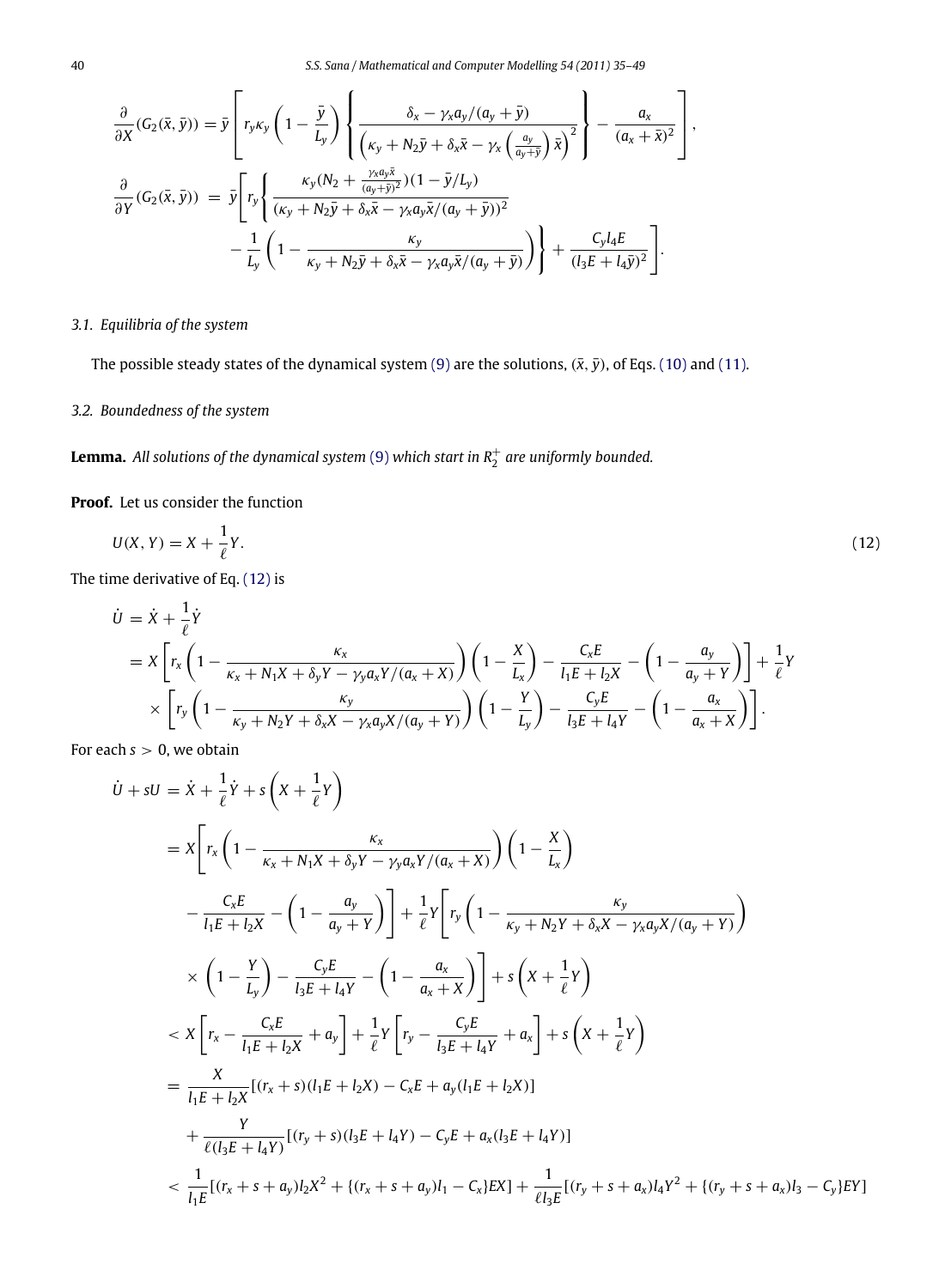$$\frac{\partial}{\partial X}(G_2(\bar{x},\bar{y})) = \bar{y}\left[r_y\kappa_y\left(1-\frac{\bar{y}}{L_y}\right)\left\{\frac{\delta_x - \gamma_x a_y/(a_y+\bar{y})}{\left(\kappa_y + N_2\bar{y} + \delta_x\bar{x} - \gamma_x\left(\frac{a_y}{a_y+\bar{y}}\right)\bar{x}\right)^2}\right\} - \frac{a_x}{(a_x+\bar{x})^2}\right],$$

$$\frac{\partial}{\partial Y}(G_2(\bar{x},\bar{y})) = \bar{y}\Bigg[r_y\Bigg\{\frac{\kappa_y(N_2 + \frac{\gamma_x a_y\bar{x}}{(a_y+\bar{y})^2})(1-\bar{y}/L_y)}{(\kappa_y + N_2\bar{y} + \delta_x\bar{x} - \gamma_x a_y\bar{x}/(a_y+\bar{y}))^2} - \frac{1}{L_y}\left(1 - \frac{\kappa_y}{\kappa_y + N_2\bar{y} + \delta_x\bar{x} - \gamma_x a_y\bar{x}/(a_y+\bar{y})}\right)\Bigg\} + \frac{C_y l_4 E}{(l_3E + l_4\bar{y})^2}\Bigg].$$

### 3.1. Equilibria of the system

The possible steady states of the dynamical system (9) are the solutions, $(\bar{x},\bar{y})$, of Eqs. (10) and (11).

### 3.2. Boundedness of the system

**Lemma.** *All solutions of the dynamical system* (9) *which start in* $R_2^+$ *are uniformly bounded.*

**Proof.** Let us consider the function

$$U(X,Y) = X + \frac{1}{\ell}Y. \tag{12}$$

The time derivative of Eq. (12) is

$$\begin{aligned}
\dot{U} &= \dot{X} + \frac{1}{\ell}\dot{Y} \\
&= X\left[r_x\left(1 - \frac{\kappa_x}{\kappa_x + N_1X + \delta_yY - \gamma_y a_xY/(a_x+X)}\right)\left(1-\frac{X}{L_x}\right) - \frac{C_xE}{l_1E + l_2X} - \left(1 - \frac{a_y}{a_y+Y}\right)\right] + \frac{1}{\ell}Y \\
&\quad \times\left[r_y\left(1 - \frac{\kappa_y}{\kappa_y + N_2Y + \delta_xX - \gamma_x a_yX/(a_y+Y)}\right)\left(1-\frac{Y}{L_y}\right) - \frac{C_yE}{l_3E + l_4Y} - \left(1 - \frac{a_x}{a_x+X}\right)\right].
\end{aligned}$$

For each $s > 0$, we obtain

$$\begin{aligned}
\dot{U} + sU &= \dot{X} + \frac{1}{\ell}\dot{Y} + s\left(X + \frac{1}{\ell}Y\right) \\
&= X\Bigg[r_x\left(1 - \frac{\kappa_x}{\kappa_x + N_1X + \delta_yY - \gamma_y a_xY/(a_x+X)}\right)\left(1-\frac{X}{L_x}\right) \\
&\quad - \frac{C_xE}{l_1E + l_2X} - \left(1 - \frac{a_y}{a_y+Y}\right)\Bigg] + \frac{1}{\ell}Y\Bigg[r_y\left(1 - \frac{\kappa_y}{\kappa_y + N_2Y + \delta_xX - \gamma_x a_yX/(a_y+Y)}\right) \\
&\quad \times\left(1-\frac{Y}{L_y}\right) - \frac{C_yE}{l_3E + l_4Y} - \left(1 - \frac{a_x}{a_x+X}\right)\Bigg] + s\left(X + \frac{1}{\ell}Y\right) \\
&< X\left[r_x - \frac{C_xE}{l_1E + l_2X} + a_y\right] + \frac{1}{\ell}Y\left[r_y - \frac{C_yE}{l_3E + l_4Y} + a_x\right] + s\left(X + \frac{1}{\ell}Y\right) \\
&= \frac{X}{l_1E + l_2X}[(r_x+s)(l_1E + l_2X) - C_xE + a_y(l_1E + l_2X)] \\
&\quad + \frac{Y}{\ell(l_3E + l_4Y)}[(r_y+s)(l_3E + l_4Y) - C_yE + a_x(l_3E + l_4Y)] \\
&< \frac{1}{l_1E}[(r_x+s+a_y)l_2X^2 + \{(r_x+s+a_y)l_1 - C_x\}EX] + \frac{1}{\ell l_3E}[(r_y+s+a_x)l_4Y^2 + \{(r_y+s+a_x)l_3 - C_y\}EY]
\end{aligned}$$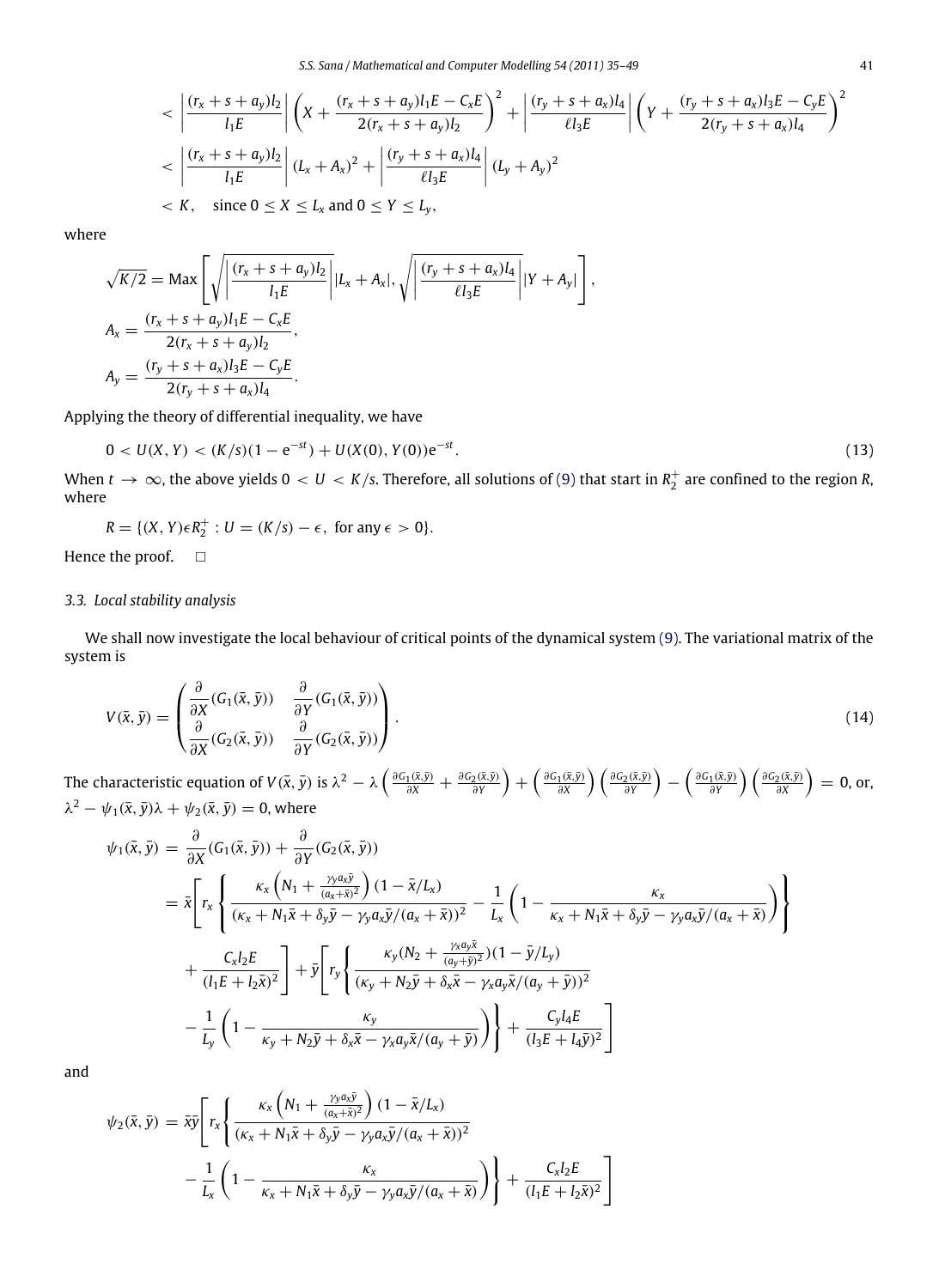$$< \left|\frac{(r_x+s+a_y)l_2}{l_1E}\right|\left(X+\frac{(r_x+s+a_y)l_1E-C_xE}{2(r_x+s+a_y)l_2}\right)^2+\left|\frac{(r_y+s+a_x)l_4}{\ell l_3E}\right|\left(Y+\frac{(r_y+s+a_x)l_3E-C_yE}{2(r_y+s+a_x)l_4}\right)^2$$

$$< \left|\frac{(r_x+s+a_y)l_2}{l_1E}\right|(L_x+A_x)^2+\left|\frac{(r_y+s+a_x)l_4}{\ell l_3E}\right|(L_y+A_y)^2$$

$$< K, \quad \text{since } 0 \le X \le L_x \text{ and } 0 \le Y \le L_y,$$

where

$$\sqrt{K/2} = \text{Max}\left[\sqrt{\left|\frac{(r_x+s+a_y)l_2}{l_1E}\right|}|L_x+A_x|, \sqrt{\left|\frac{(r_y+s+a_x)l_4}{\ell l_3E}\right|}|Y+A_y|\right],$$

$$A_x = \frac{(r_x+s+a_y)l_1E-C_xE}{2(r_x+s+a_y)l_2},$$

$$A_y = \frac{(r_y+s+a_x)l_3E-C_yE}{2(r_y+s+a_x)l_4}.$$

Applying the theory of differential inequality, we have

$$0 < U(X,Y) < (K/s)(1-e^{-st}) + U(X(0),Y(0))e^{-st}. \tag{13}$$

When $t \to \infty$, the above yields $0 < U < K/s$. Therefore, all solutions of (9) that start in $R_2^+$ are confined to the region $R$, where

$$R = \{(X,Y)\epsilon R_2^+ : U = (K/s) - \epsilon, \text{ for any } \epsilon > 0\}.$$

Hence the proof. □

### 3.3. Local stability analysis

We shall now investigate the local behaviour of critical points of the dynamical system (9). The variational matrix of the system is

$$V(\bar{x},\bar{y}) = \begin{pmatrix} \frac{\partial}{\partial X}(G_1(\bar{x},\bar{y})) & \frac{\partial}{\partial Y}(G_1(\bar{x},\bar{y})) \\ \frac{\partial}{\partial X}(G_2(\bar{x},\bar{y})) & \frac{\partial}{\partial Y}(G_2(\bar{x},\bar{y})) \end{pmatrix}. \tag{14}$$

The characteristic equation of $V(\bar{x},\bar{y})$ is $\lambda^2 - \lambda\left(\frac{\partial G_1(\bar{x},\bar{y})}{\partial X}+\frac{\partial G_2(\bar{x},\bar{y})}{\partial Y}\right)+\left(\frac{\partial G_1(\bar{x},\bar{y})}{\partial X}\right)\left(\frac{\partial G_2(\bar{x},\bar{y})}{\partial Y}\right)-\left(\frac{\partial G_1(\bar{x},\bar{y})}{\partial Y}\right)\left(\frac{\partial G_2(\bar{x},\bar{y})}{\partial X}\right) = 0$, or, $\lambda^2 - \psi_1(\bar{x},\bar{y})\lambda + \psi_2(\bar{x},\bar{y}) = 0$, where

$$\begin{aligned}\psi_1(\bar{x},\bar{y}) &= \frac{\partial}{\partial X}(G_1(\bar{x},\bar{y})) + \frac{\partial}{\partial Y}(G_2(\bar{x},\bar{y})) \\ &= \bar{x}\left[r_x\left\{\frac{\kappa_x\left(N_1+\frac{\gamma_y a_x\bar{y}}{(a_x+\bar{x})^2}\right)(1-\bar{x}/L_x)}{(\kappa_x+N_1\bar{x}+\delta_y\bar{y}-\gamma_y a_x\bar{y}/(a_x+\bar{x}))^2} - \frac{1}{L_x}\left(1-\frac{\kappa_x}{\kappa_x+N_1\bar{x}+\delta_y\bar{y}-\gamma_y a_x\bar{y}/(a_x+\bar{x})}\right)\right\}\right. \\ &\quad \left. + \frac{C_x l_2 E}{(l_1E+l_2\bar{x})^2}\right] + \bar{y}\left[r_y\left\{\frac{\kappa_y(N_2+\frac{\gamma_x a_y\bar{x}}{(a_y+\bar{y})^2})(1-\bar{y}/L_y)}{(\kappa_y+N_2\bar{y}+\delta_x\bar{x}-\gamma_x a_y\bar{x}/(a_y+\bar{y}))^2}\right.\right. \\ &\quad \left.\left. - \frac{1}{L_y}\left(1-\frac{\kappa_y}{\kappa_y+N_2\bar{y}+\delta_x\bar{x}-\gamma_x a_y\bar{x}/(a_y+\bar{y})}\right)\right\} + \frac{C_y l_4 E}{(l_3E+l_4\bar{y})^2}\right]\end{aligned}$$

and

$$\begin{aligned}\psi_2(\bar{x},\bar{y}) &= \bar{x}\bar{y}\left[r_x\left\{\frac{\kappa_x\left(N_1+\frac{\gamma_y a_x\bar{y}}{(a_x+\bar{x})^2}\right)(1-\bar{x}/L_x)}{(\kappa_x+N_1\bar{x}+\delta_y\bar{y}-\gamma_y a_x\bar{y}/(a_x+\bar{x}))^2}\right.\right. \\ &\quad \left.\left. - \frac{1}{L_x}\left(1-\frac{\kappa_x}{\kappa_x+N_1\bar{x}+\delta_y\bar{y}-\gamma_y a_x\bar{y}/(a_x+\bar{x})}\right)\right\} + \frac{C_x l_2 E}{(l_1E+l_2\bar{x})^2}\right]\end{aligned}$$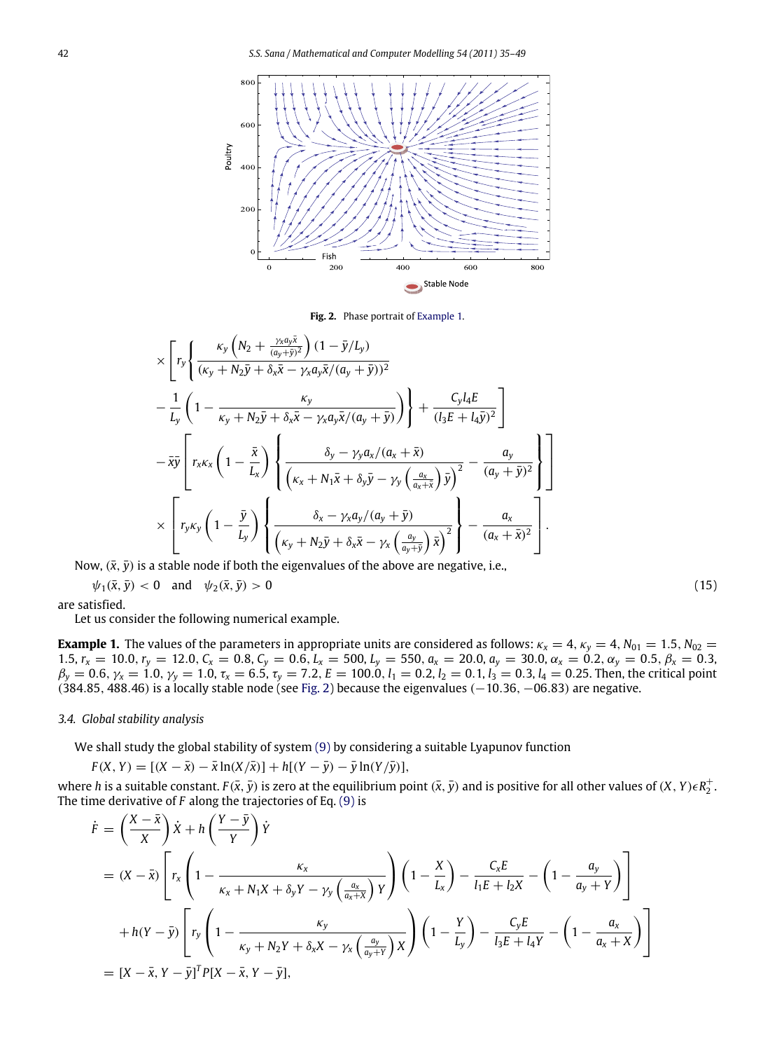Fig. 2. Phase portrait of Example 1.

$$
\times \left[ r_y \left\{ \frac{\kappa_y \left( N_2 + \frac{\gamma_x a_y \bar{x}}{(a_y+\bar{y})^2} \right) (1 - \bar{y}/L_y)}{(\kappa_y + N_2\bar{y} + \delta_x \bar{x} - \gamma_x a_y \bar{x}/(a_y+\bar{y}))^2} - \frac{1}{L_y} \left( 1 - \frac{\kappa_y}{\kappa_y + N_2\bar{y} + \delta_x\bar{x} - \gamma_x a_y \bar{x}/(a_y+\bar{y})} \right) \right\} + \frac{C_y l_4 E}{(l_3 E + l_4 \bar{y})^2} \right]
$$

$$
- \bar{x}\bar{y} \left[ r_x \kappa_x \left( 1 - \frac{\bar{x}}{L_x} \right) \left\{ \frac{\delta_y - \gamma_y a_x/(a_x+\bar{x})}{\left( \kappa_x + N_1\bar{x} + \delta_y \bar{y} - \gamma_y \left( \frac{a_x}{a_x+\bar{x}} \right) \bar{y} \right)^2} - \frac{a_y}{(a_y+\bar{y})^2} \right\} \right]
$$

$$
\times \left[ r_y \kappa_y \left( 1 - \frac{\bar{y}}{L_y} \right) \left\{ \frac{\delta_x - \gamma_x a_y/(a_y+\bar{y})}{\left( \kappa_y + N_2\bar{y} + \delta_x \bar{x} - \gamma_x \left( \frac{a_y}{a_y+\bar{y}} \right) \bar{x} \right)^2} \right\} - \frac{a_x}{(a_x+\bar{x})^2} \right].
$$

Now, $(\bar{x}, \bar{y})$ is a stable node if both the eigenvalues of the above are negative, i.e.,

$$
\psi_1(\bar{x}, \bar{y}) < 0 \quad \text{and} \quad \psi_2(\bar{x}, \bar{y}) > 0 \tag{15}
$$

are satisfied.

Let us consider the following numerical example.

**Example 1.** The values of the parameters in appropriate units are considered as follows: $\kappa_x = 4$, $\kappa_y = 4$, $N_{01} = 1.5$, $N_{02} = 1.5$, $r_x = 10.0$, $r_y = 12.0$, $C_x = 0.8$, $C_y = 0.6$, $L_x = 500$, $L_y = 550$, $a_x = 20.0$, $a_y = 30.0$, $\alpha_x = 0.2$, $\alpha_y = 0.5$, $\beta_x = 0.3$, $\beta_y = 0.6$, $\gamma_x = 1.0$, $\gamma_y = 1.0$, $\tau_x = 6.5$, $\tau_y = 7.2$, $E = 100.0$, $l_1 = 0.2$, $l_2 = 0.1$, $l_3 = 0.3$, $l_4 = 0.25$. Then, the critical point $(384.85, 488.46)$ is a locally stable node (see Fig. 2) because the eigenvalues $(-10.36, -06.83)$ are negative.

### 3.4. Global stability analysis

We shall study the global stability of system (9) by considering a suitable Lyapunov function

$$
F(X, Y) = [(X - \bar{x}) - \bar{x}\ln(X/\bar{x})] + h[(Y - \bar{y}) - \bar{y}\ln(Y/\bar{y})],
$$

where $h$ is a suitable constant. $F(\bar{x}, \bar{y})$ is zero at the equilibrium point $(\bar{x}, \bar{y})$ and is positive for all other values of $(X, Y) \epsilon R_2^+$. The time derivative of $F$ along the trajectories of Eq. (9) is

$$
\begin{aligned}
\dot{F} &= \left( \frac{X - \bar{x}}{X} \right) \dot{X} + h \left( \frac{Y - \bar{y}}{Y} \right) \dot{Y} \\
&= (X - \bar{x}) \left[ r_x \left( 1 - \frac{\kappa_x}{\kappa_x + N_1 X + \delta_y Y - \gamma_y \left( \frac{a_x}{a_x+X} \right) Y} \right) \left( 1 - \frac{X}{L_x} \right) - \frac{C_x E}{l_1 E + l_2 X} - \left( 1 - \frac{a_y}{a_y + Y} \right) \right] \\
&\quad + h(Y - \bar{y}) \left[ r_y \left( 1 - \frac{\kappa_y}{\kappa_y + N_2 Y + \delta_x X - \gamma_x \left( \frac{a_y}{a_y+Y} \right) X} \right) \left( 1 - \frac{Y}{L_y} \right) - \frac{C_y E}{l_3 E + l_4 Y} - \left( 1 - \frac{a_x}{a_x + X} \right) \right] \\
&= [X - \bar{x}, Y - \bar{y}]^T P [X - \bar{x}, Y - \bar{y}],
\end{aligned}
$$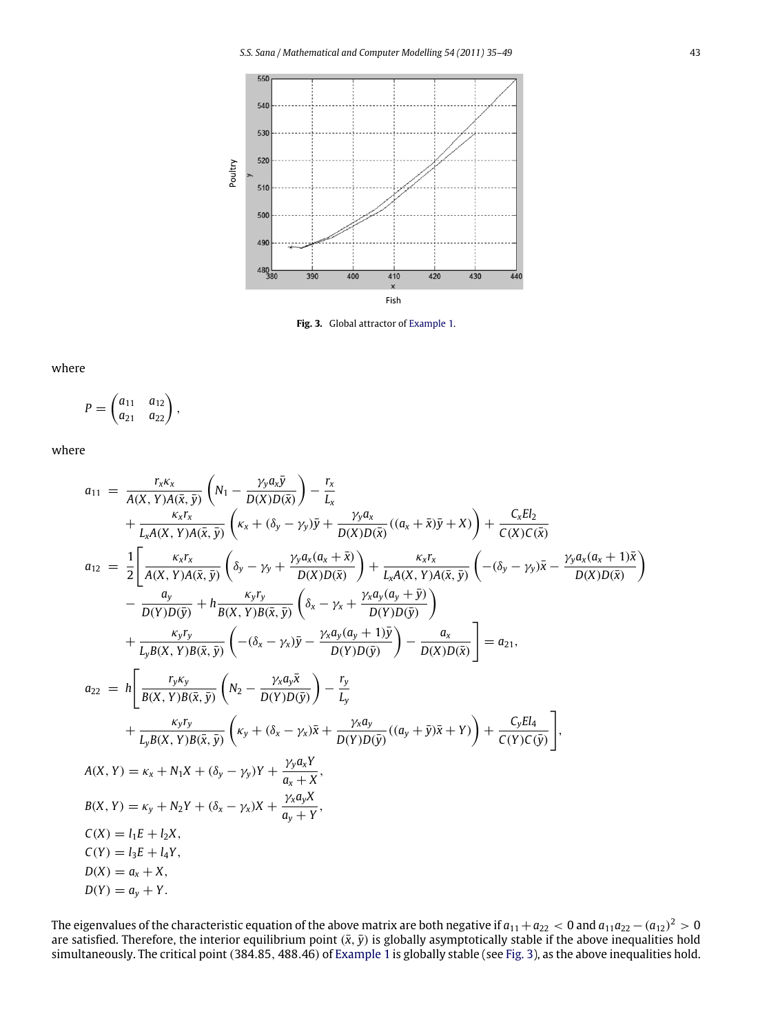Fig. 3. Global attractor of Example 1.

where

$$P = \begin{pmatrix} a_{11} & a_{12} \\ a_{21} & a_{22} \end{pmatrix},$$

where

$$
\begin{aligned}
a_{11} &= \frac{r_x \kappa_x}{A(X,Y)A(\bar{x},\bar{y})}\left(N_1 - \frac{\gamma_y a_x \bar{y}}{D(X)D(\bar{x})}\right) - \frac{r_x}{L_x} \\
&\quad + \frac{\kappa_x r_x}{L_x A(X,Y)A(\bar{x},\bar{y})}\left(\kappa_x + (\delta_y - \gamma_y)\bar{y} + \frac{\gamma_y a_x}{D(X)D(\bar{x})}((a_x + \bar{x})\bar{y} + X)\right) + \frac{C_x E l_2}{C(X)C(\bar{x})} \\
a_{12} &= \frac{1}{2}\Bigg[\frac{\kappa_x r_x}{A(X,Y)A(\bar{x},\bar{y})}\left(\delta_y - \gamma_y + \frac{\gamma_y a_x (a_x + \bar{x})}{D(X)D(\bar{x})}\right) + \frac{\kappa_x r_x}{L_x A(X,Y)A(\bar{x},\bar{y})}\left(-(\delta_y - \gamma_y)\bar{x} - \frac{\gamma_y a_x (a_x + 1)\bar{x}}{D(X)D(\bar{x})}\right) \\
&\quad - \frac{a_y}{D(Y)D(\bar{y})} + h\frac{\kappa_y r_y}{B(X,Y)B(\bar{x},\bar{y})}\left(\delta_x - \gamma_x + \frac{\gamma_x a_y (a_y + \bar{y})}{D(Y)D(\bar{y})}\right) \\
&\quad + \frac{\kappa_y r_y}{L_y B(X,Y)B(\bar{x},\bar{y})}\left(-(\delta_x - \gamma_x)\bar{y} - \frac{\gamma_x a_y (a_y + 1)\bar{y}}{D(Y)D(\bar{y})}\right) - \frac{a_x}{D(X)D(\bar{x})}\Bigg] = a_{21}, \\
a_{22} &= h\Bigg[\frac{r_y \kappa_y}{B(X,Y)B(\bar{x},\bar{y})}\left(N_2 - \frac{\gamma_x a_y \bar{x}}{D(Y)D(\bar{y})}\right) - \frac{r_y}{L_y} \\
&\quad + \frac{\kappa_y r_y}{L_y B(X,Y)B(\bar{x},\bar{y})}\left(\kappa_y + (\delta_x - \gamma_x)\bar{x} + \frac{\gamma_x a_y}{D(Y)D(\bar{y})}((a_y + \bar{y})\bar{x} + Y)\right) + \frac{C_y E l_4}{C(Y)C(\bar{y})}\Bigg], \\
A(X,Y) &= \kappa_x + N_1 X + (\delta_y - \gamma_y)Y + \frac{\gamma_y a_x Y}{a_x + X}, \\
B(X,Y) &= \kappa_y + N_2 Y + (\delta_x - \gamma_x)X + \frac{\gamma_x a_y X}{a_y + Y}, \\
C(X) &= l_1 E + l_2 X, \\
C(Y) &= l_3 E + l_4 Y, \\
D(X) &= a_x + X, \\
D(Y) &= a_y + Y.
\end{aligned}
$$

The eigenvalues of the characteristic equation of the above matrix are both negative if $a_{11} + a_{22} < 0$ and $a_{11}a_{22} - (a_{12})^2 > 0$ are satisfied. Therefore, the interior equilibrium point $(\bar{x}, \bar{y})$ is globally asymptotically stable if the above inequalities hold simultaneously. The critical point (384.85, 488.46) of Example 1 is globally stable (see Fig. 3), as the above inequalities hold.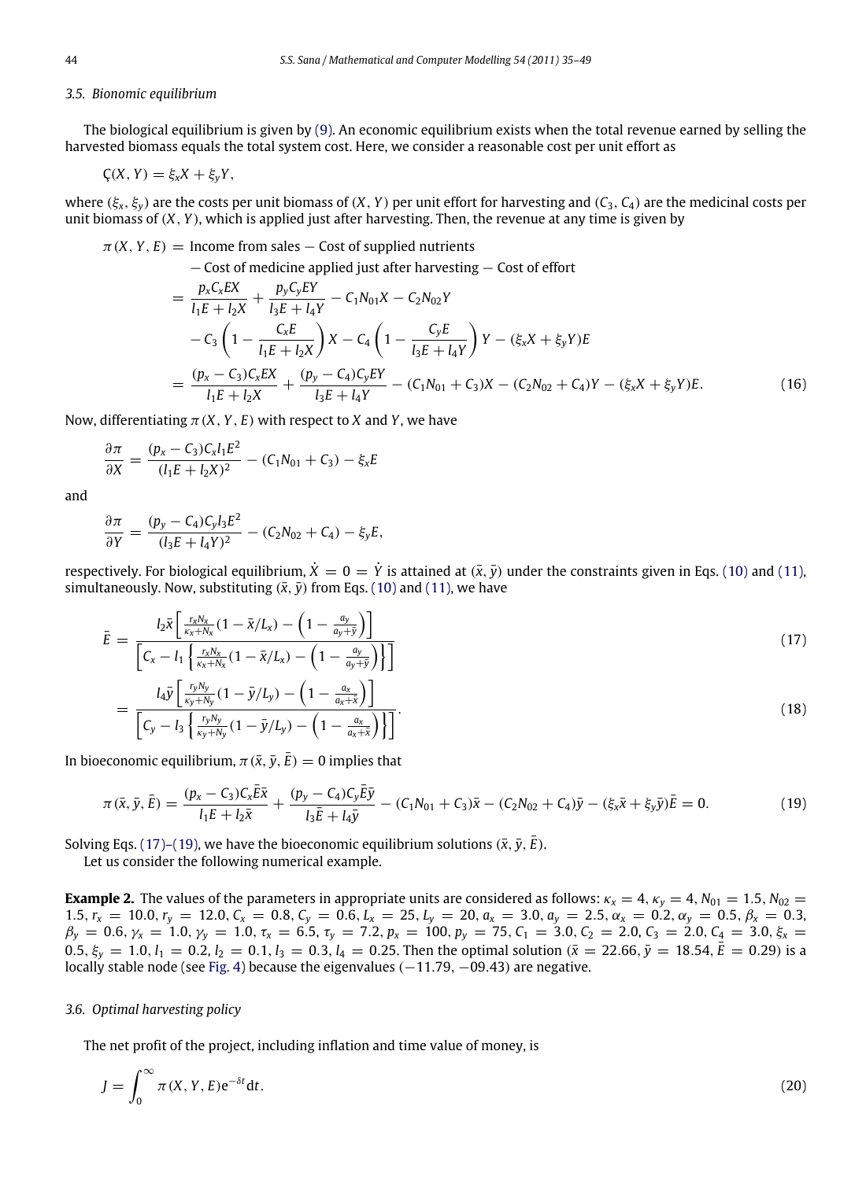### 3.5. Bionomic equilibrium

The biological equilibrium is given by (9). An economic equilibrium exists when the total revenue earned by selling the harvested biomass equals the total system cost. Here, we consider a reasonable cost per unit effort as

$$Ç(X, Y) = \xi_x X + \xi_y Y,$$

where $(\xi_x, \xi_y)$ are the costs per unit biomass of $(X, Y)$ per unit effort for harvesting and $(C_3, C_4)$ are the medicinal costs per unit biomass of $(X, Y)$, which is applied just after harvesting. Then, the revenue at any time is given by

$$\begin{aligned}
\pi(X, Y, E) &= \text{Income from sales} - \text{Cost of supplied nutrients} \\
&\quad - \text{Cost of medicine applied just after harvesting} - \text{Cost of effort} \\
&= \frac{p_x C_x E X}{l_1 E + l_2 X} + \frac{p_y C_y E Y}{l_3 E + l_4 Y} - C_1 N_{01} X - C_2 N_{02} Y \\
&\quad - C_3\left(1 - \frac{C_x E}{l_1 E + l_2 X}\right) X - C_4\left(1 - \frac{C_y E}{l_3 E + l_4 Y}\right) Y - (\xi_x X + \xi_y Y) E \\
&= \frac{(p_x - C_3) C_x E X}{l_1 E + l_2 X} + \frac{(p_y - C_4) C_y E Y}{l_3 E + l_4 Y} - (C_1 N_{01} + C_3) X - (C_2 N_{02} + C_4) Y - (\xi_x X + \xi_y Y) E. \qquad (16)
\end{aligned}$$

Now, differentiating $\pi(X, Y, E)$ with respect to $X$ and $Y$, we have

$$\frac{\partial \pi}{\partial X} = \frac{(p_x - C_3) C_x l_1 E^2}{(l_1 E + l_2 X)^2} - (C_1 N_{01} + C_3) - \xi_x E$$

and

$$\frac{\partial \pi}{\partial Y} = \frac{(p_y - C_4) C_y l_3 E^2}{(l_3 E + l_4 Y)^2} - (C_2 N_{02} + C_4) - \xi_y E,$$

respectively. For biological equilibrium, $\dot{X} = 0 = \dot{Y}$ is attained at $(\bar{x}, \bar{y})$ under the constraints given in Eqs. (10) and (11), simultaneously. Now, substituting $(\bar{x}, \bar{y})$ from Eqs. (10) and (11), we have

$$\bar{E} = \frac{l_2 \bar{x}\left[\frac{r_x N_x}{\kappa_x + N_x}(1 - \bar{x}/L_x) - \left(1 - \frac{a_y}{a_y + \bar{y}}\right)\right]}{\left[C_x - l_1\left\{\frac{r_x N_x}{\kappa_x + N_x}(1 - \bar{x}/L_x) - \left(1 - \frac{a_y}{a_y + \bar{y}}\right)\right\}\right]} \qquad (17)$$

$$= \frac{l_4 \bar{y}\left[\frac{r_y N_y}{\kappa_y + N_y}(1 - \bar{y}/L_y) - \left(1 - \frac{a_x}{a_x + \bar{x}}\right)\right]}{\left[C_y - l_3\left\{\frac{r_y N_y}{\kappa_y + N_y}(1 - \bar{y}/L_y) - \left(1 - \frac{a_x}{a_x + \bar{x}}\right)\right\}\right]}. \qquad (18)$$

In bioeconomic equilibrium, $\pi(\bar{x}, \bar{y}, \bar{E}) = 0$ implies that

$$\pi(\bar{x}, \bar{y}, \bar{E}) = \frac{(p_x - C_3) C_x \bar{E} \bar{x}}{l_1 E + l_2 \bar{x}} + \frac{(p_y - C_4) C_y \bar{E} \bar{y}}{l_3 \bar{E} + l_4 \bar{y}} - (C_1 N_{01} + C_3)\bar{x} - (C_2 N_{02} + C_4)\bar{y} - (\xi_x \bar{x} + \xi_y \bar{y})\bar{E} = 0. \qquad (19)$$

Solving Eqs. (17)–(19), we have the bioeconomic equilibrium solutions $(\bar{x}, \bar{y}, \bar{E})$.

Let us consider the following numerical example.

**Example 2.** The values of the parameters in appropriate units are considered as follows: $\kappa_x = 4$, $\kappa_y = 4$, $N_{01} = 1.5$, $N_{02} = 1.5$, $r_x = 10.0$, $r_y = 12.0$, $C_x = 0.8$, $C_y = 0.6$, $L_x = 25$, $L_y = 20$, $a_x = 3.0$, $a_y = 2.5$, $\alpha_x = 0.2$, $\alpha_y = 0.5$, $\beta_x = 0.3$, $\beta_y = 0.6$, $\gamma_x = 1.0$, $\gamma_y = 1.0$, $\tau_x = 6.5$, $\tau_y = 7.2$, $p_x = 100$, $p_y = 75$, $C_1 = 3.0$, $C_2 = 2.0$, $C_3 = 2.0$, $C_4 = 3.0$, $\xi_x = 0.5$, $\xi_y = 1.0$, $l_1 = 0.2$, $l_2 = 0.1$, $l_3 = 0.3$, $l_4 = 0.25$. Then the optimal solution ($\bar{x} = 22.66$, $\bar{y} = 18.54$, $\bar{E} = 0.29$) is a locally stable node (see Fig. 4) because the eigenvalues $(-11.79, -09.43)$ are negative.

### 3.6. Optimal harvesting policy

The net profit of the project, including inflation and time value of money, is

$$J = \int_0^\infty \pi(X, Y, E) e^{-\delta t} \mathrm{d}t. \qquad (20)$$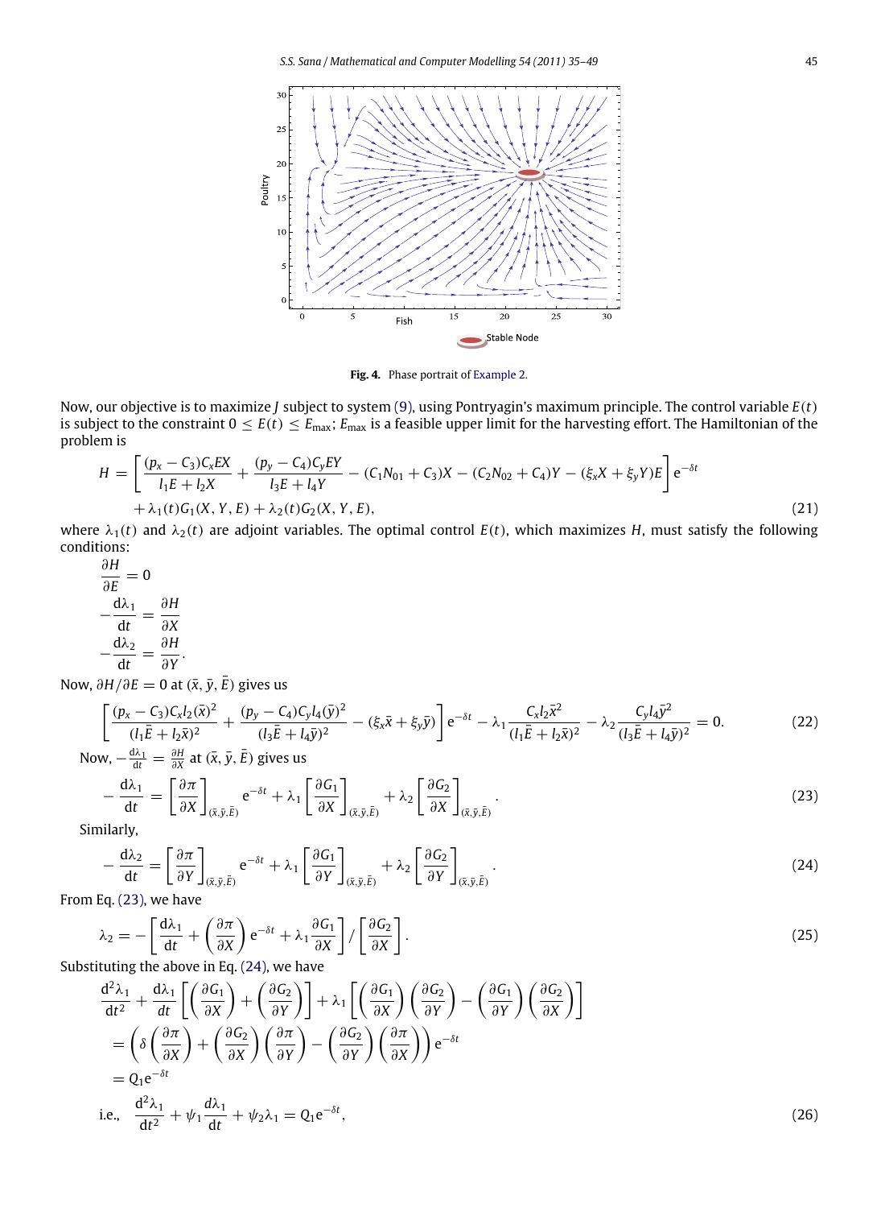Fig. 4. Phase portrait of Example 2.

Now, our objective is to maximize $J$ subject to system (9), using Pontryagin's maximum principle. The control variable $E(t)$ is subject to the constraint $0 \le E(t) \le E_{\max}$; $E_{\max}$ is a feasible upper limit for the harvesting effort. The Hamiltonian of the problem is

$$H = \left[\frac{(p_x - C_3)C_x EX}{l_1 E + l_2 X} + \frac{(p_y - C_4)C_y EY}{l_3 E + l_4 Y} - (C_1 N_{01} + C_3)X - (C_2 N_{02} + C_4)Y - (\xi_x X + \xi_y Y)E\right] e^{-\delta t} + \lambda_1(t) G_1(X, Y, E) + \lambda_2(t) G_2(X, Y, E), \tag{21}$$

where $\lambda_1(t)$ and $\lambda_2(t)$ are adjoint variables. The optimal control $E(t)$, which maximizes $H$, must satisfy the following conditions:

$$\frac{\partial H}{\partial E} = 0$$

$$-\frac{d\lambda_1}{dt} = \frac{\partial H}{\partial X}$$

$$-\frac{d\lambda_2}{dt} = \frac{\partial H}{\partial Y}.$$

Now, $\partial H/\partial E = 0$ at $(\bar{x}, \bar{y}, \bar{E})$ gives us

$$\left[\frac{(p_x - C_3)C_x l_2 (\bar{x})^2}{(l_1 \bar{E} + l_2 \bar{x})^2} + \frac{(p_y - C_4)C_y l_4 (\bar{y})^2}{(l_3 \bar{E} + l_4 \bar{y})^2} - (\xi_x \bar{x} + \xi_y \bar{y})\right] e^{-\delta t} - \lambda_1 \frac{C_x l_2 \bar{x}^2}{(l_1 \bar{E} + l_2 \bar{x})^2} - \lambda_2 \frac{C_y l_4 \bar{y}^2}{(l_3 \bar{E} + l_4 \bar{y})^2} = 0. \tag{22}$$

Now, $-\frac{d\lambda_1}{dt} = \frac{\partial H}{\partial X}$ at $(\bar{x}, \bar{y}, \bar{E})$ gives us

$$-\frac{d\lambda_1}{dt} = \left[\frac{\partial \pi}{\partial X}\right]_{(\bar{x},\bar{y},\bar{E})} e^{-\delta t} + \lambda_1 \left[\frac{\partial G_1}{\partial X}\right]_{(\bar{x},\bar{y},\bar{E})} + \lambda_2 \left[\frac{\partial G_2}{\partial X}\right]_{(\bar{x},\bar{y},\bar{E})}. \tag{23}$$

Similarly,

$$-\frac{d\lambda_2}{dt} = \left[\frac{\partial \pi}{\partial Y}\right]_{(\bar{x},\bar{y},\bar{E})} e^{-\delta t} + \lambda_1 \left[\frac{\partial G_1}{\partial Y}\right]_{(\bar{x},\bar{y},\bar{E})} + \lambda_2 \left[\frac{\partial G_2}{\partial Y}\right]_{(\bar{x},\bar{y},\bar{E})}. \tag{24}$$

From Eq. (23), we have

$$\lambda_2 = -\left[\frac{d\lambda_1}{dt} + \left(\frac{\partial \pi}{\partial X}\right) e^{-\delta t} + \lambda_1 \frac{\partial G_1}{\partial X}\right] \Big/ \left[\frac{\partial G_2}{\partial X}\right]. \tag{25}$$

Substituting the above in Eq. (24), we have

$$\frac{d^2\lambda_1}{dt^2} + \frac{d\lambda_1}{dt}\left[\left(\frac{\partial G_1}{\partial X}\right) + \left(\frac{\partial G_2}{\partial Y}\right)\right] + \lambda_1 \left[\left(\frac{\partial G_1}{\partial X}\right)\left(\frac{\partial G_2}{\partial Y}\right) - \left(\frac{\partial G_1}{\partial Y}\right)\left(\frac{\partial G_2}{\partial X}\right)\right]$$

$$= \left(\delta \left(\frac{\partial \pi}{\partial X}\right) + \left(\frac{\partial G_2}{\partial X}\right)\left(\frac{\partial \pi}{\partial Y}\right) - \left(\frac{\partial G_2}{\partial Y}\right)\left(\frac{\partial \pi}{\partial X}\right)\right) e^{-\delta t}$$

$$= Q_1 e^{-\delta t}$$

i.e.,
$$\frac{d^2\lambda_1}{dt^2} + \psi_1 \frac{d\lambda_1}{dt} + \psi_2 \lambda_1 = Q_1 e^{-\delta t}, \tag{26}$$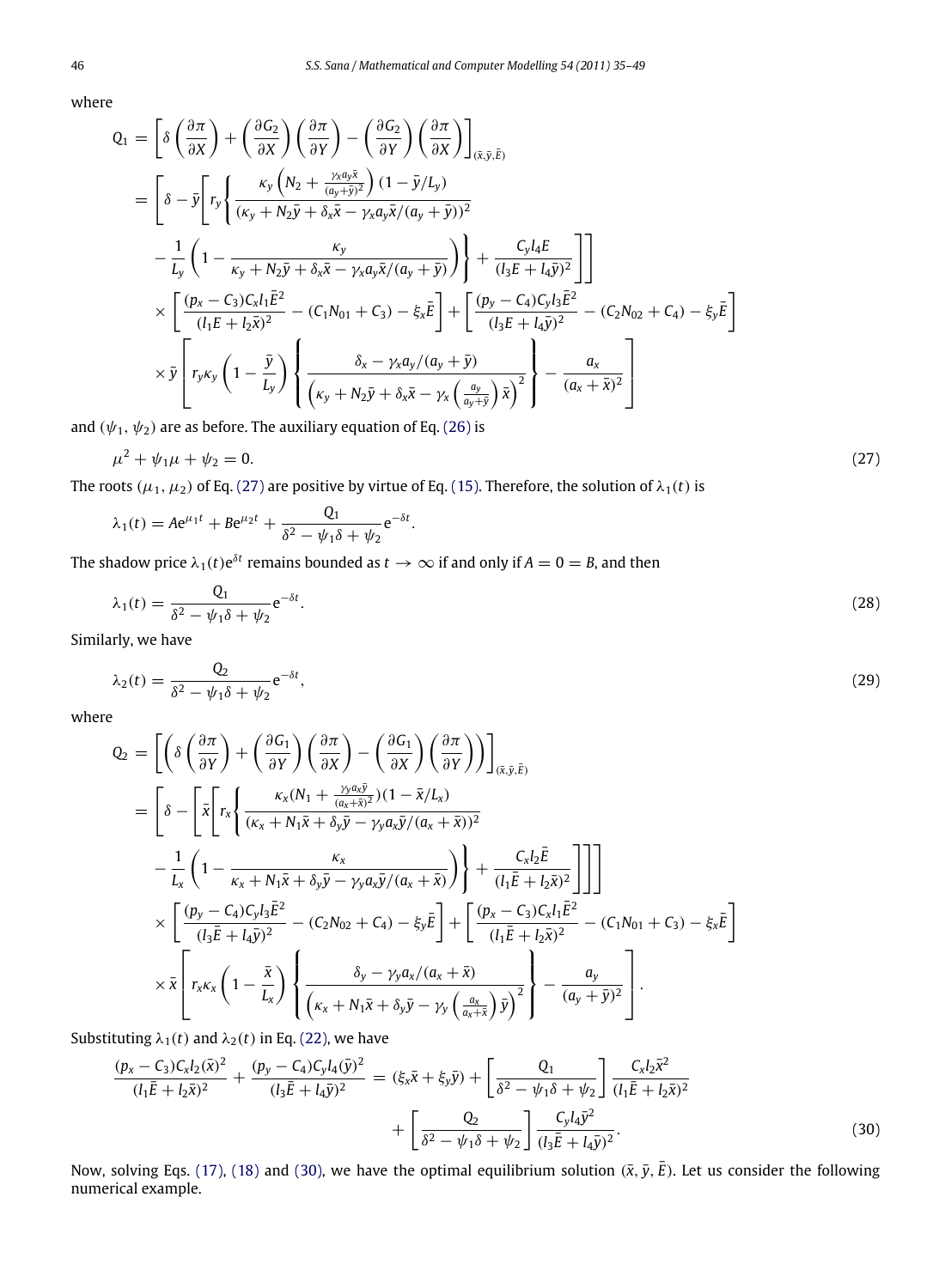where

$$
\begin{aligned}
Q_1 &= \left[\delta\left(\frac{\partial \pi}{\partial X}\right) + \left(\frac{\partial G_2}{\partial X}\right)\left(\frac{\partial \pi}{\partial Y}\right) - \left(\frac{\partial G_2}{\partial Y}\right)\left(\frac{\partial \pi}{\partial X}\right)\right]_{(\bar{x},\bar{y},\bar{E})} \\
&= \left[\delta - \bar{y}\left[r_y\left\{\frac{\kappa_y\left(N_2 + \frac{\gamma_x a_y \bar{x}}{(a_y+\bar{y})^2}\right)(1-\bar{y}/L_y)}{(\kappa_y + N_2\bar{y} + \delta_x\bar{x} - \gamma_x a_y\bar{x}/(a_y+\bar{y}))^2}\right.\right.\right. \\
&\quad \left.\left.\left. - \frac{1}{L_y}\left(1 - \frac{\kappa_y}{\kappa_y + N_2\bar{y} + \delta_x\bar{x} - \gamma_x a_y\bar{x}/(a_y+\bar{y})}\right)\right\} + \frac{C_y l_4 E}{(l_3 E + l_4\bar{y})^2}\right]\right] \\
&\quad \times \left[\frac{(p_x - C_3)C_x l_1 \bar{E}^2}{(l_1 E + l_2\bar{x})^2} - (C_1 N_{01} + C_3) - \xi_x\bar{E}\right] + \left[\frac{(p_y - C_4)C_y l_3 \bar{E}^2}{(l_3 E + l_4\bar{y})^2} - (C_2 N_{02} + C_4) - \xi_y\bar{E}\right] \\
&\quad \times \bar{y}\left[r_y\kappa_y\left(1 - \frac{\bar{y}}{L_y}\right)\left\{\frac{\delta_x - \gamma_x a_y/(a_y+\bar{y})}{\left(\kappa_y + N_2\bar{y} + \delta_x\bar{x} - \gamma_x\left(\frac{a_y}{a_y+\bar{y}}\right)\bar{x}\right)^2}\right\} - \frac{a_x}{(a_x+\bar{x})^2}\right]
\end{aligned}
$$

and $(\psi_1, \psi_2)$ are as before. The auxiliary equation of Eq. (26) is

$$\mu^2 + \psi_1\mu + \psi_2 = 0. \tag{27}$$

The roots $(\mu_1, \mu_2)$ of Eq. (27) are positive by virtue of Eq. (15). Therefore, the solution of $\lambda_1(t)$ is

$$\lambda_1(t) = Ae^{\mu_1 t} + Be^{\mu_2 t} + \frac{Q_1}{\delta^2 - \psi_1\delta + \psi_2}e^{-\delta t}.$$

The shadow price $\lambda_1(t)e^{\delta t}$ remains bounded as $t \to \infty$ if and only if $A = 0 = B$, and then

$$\lambda_1(t) = \frac{Q_1}{\delta^2 - \psi_1\delta + \psi_2}e^{-\delta t}. \tag{28}$$

Similarly, we have

$$\lambda_2(t) = \frac{Q_2}{\delta^2 - \psi_1\delta + \psi_2}e^{-\delta t}, \tag{29}$$

where

$$
\begin{aligned}
Q_2 &= \left[\left(\delta\left(\frac{\partial \pi}{\partial Y}\right) + \left(\frac{\partial G_1}{\partial Y}\right)\left(\frac{\partial \pi}{\partial X}\right) - \left(\frac{\partial G_1}{\partial X}\right)\left(\frac{\partial \pi}{\partial Y}\right)\right)\right]_{(\bar{x},\bar{y},\bar{E})} \\
&= \left[\delta - \left[\bar{x}\left[r_x\left\{\frac{\kappa_x(N_1 + \frac{\gamma_y a_x \bar{y}}{(a_x+\bar{x})^2})(1-\bar{x}/L_x)}{(\kappa_x + N_1\bar{x} + \delta_y\bar{y} - \gamma_y a_x\bar{y}/(a_x+\bar{x}))^2}\right.\right.\right.\right. \\
&\quad \left.\left.\left.\left. - \frac{1}{L_x}\left(1 - \frac{\kappa_x}{\kappa_x + N_1\bar{x} + \delta_y\bar{y} - \gamma_y a_x\bar{y}/(a_x+\bar{x})}\right)\right\} + \frac{C_x l_2 \bar{E}}{(l_1\bar{E} + l_2\bar{x})^2}\right]\right]\right] \\
&\quad \times \left[\frac{(p_y - C_4)C_y l_3 \bar{E}^2}{(l_3\bar{E} + l_4\bar{y})^2} - (C_2 N_{02} + C_4) - \xi_y\bar{E}\right] + \left[\frac{(p_x - C_3)C_x l_1 \bar{E}^2}{(l_1\bar{E} + l_2\bar{x})^2} - (C_1 N_{01} + C_3) - \xi_x\bar{E}\right] \\
&\quad \times \bar{x}\left[r_x\kappa_x\left(1 - \frac{\bar{x}}{L_x}\right)\left\{\frac{\delta_y - \gamma_y a_x/(a_x+\bar{x})}{\left(\kappa_x + N_1\bar{x} + \delta_y\bar{y} - \gamma_y\left(\frac{a_x}{a_x+\bar{x}}\right)\bar{y}\right)^2}\right\} - \frac{a_y}{(a_y+\bar{y})^2}\right].
\end{aligned}
$$

Substituting $\lambda_1(t)$ and $\lambda_2(t)$ in Eq. (22), we have

$$
\begin{aligned}
\frac{(p_x - C_3)C_x l_2(\bar{x})^2}{(l_1\bar{E} + l_2\bar{x})^2} + \frac{(p_y - C_4)C_y l_4(\bar{y})^2}{(l_3\bar{E} + l_4\bar{y})^2} &= (\xi_x\bar{x} + \xi_y\bar{y}) + \left[\frac{Q_1}{\delta^2 - \psi_1\delta + \psi_2}\right]\frac{C_x l_2\bar{x}^2}{(l_1\bar{E} + l_2\bar{x})^2} \\
&\quad + \left[\frac{Q_2}{\delta^2 - \psi_1\delta + \psi_2}\right]\frac{C_y l_4\bar{y}^2}{(l_3\bar{E} + l_4\bar{y})^2}.
\end{aligned} \tag{30}
$$

Now, solving Eqs. (17), (18) and (30), we have the optimal equilibrium solution $(\bar{x}, \bar{y}, \bar{E})$. Let us consider the following numerical example.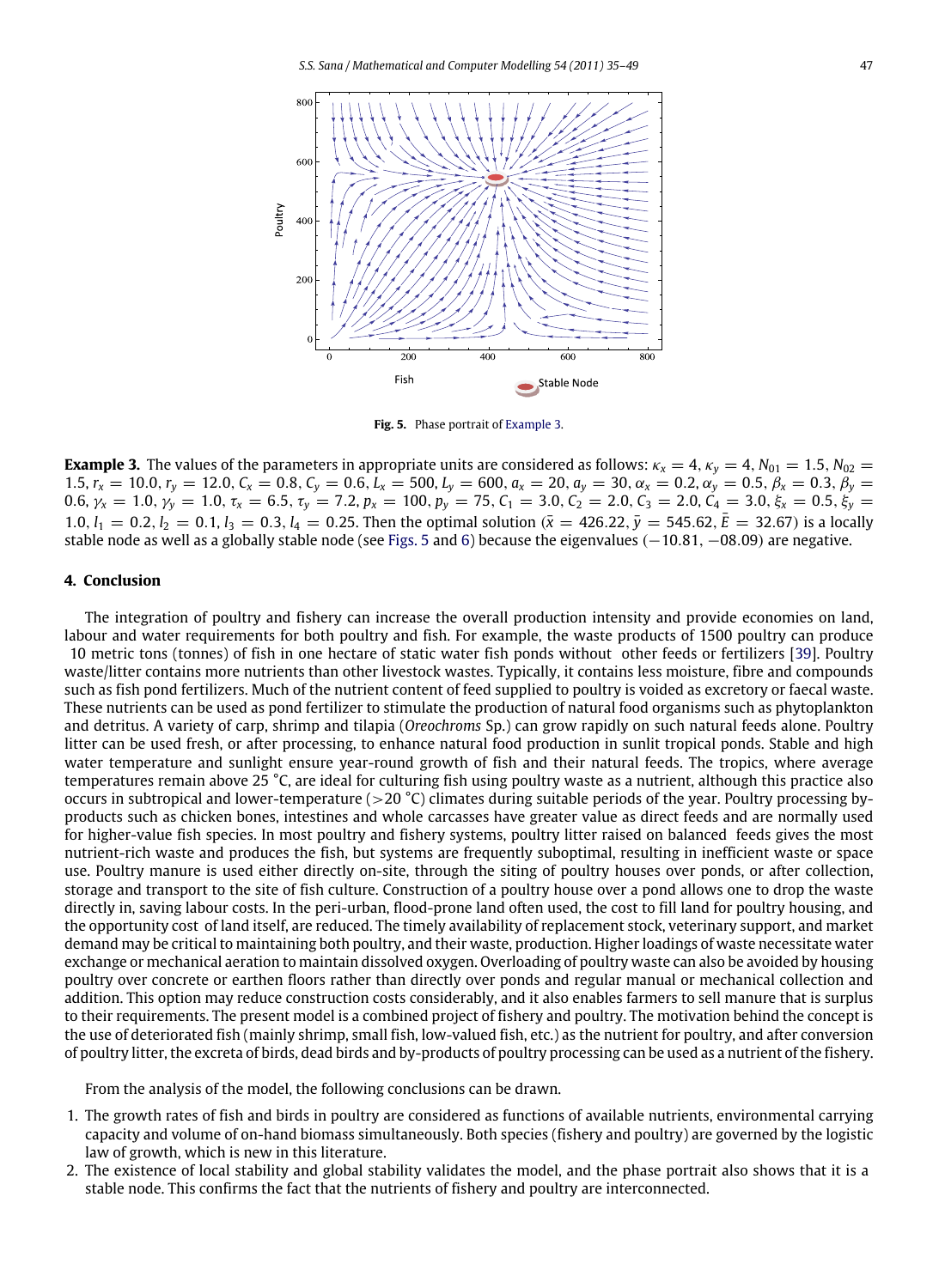800

600

400

200

0

Poultry

0 200 400 600 800

Fish

Stable Node

**Fig. 5.** Phase portrait of Example 3.

**Example 3.** The values of the parameters in appropriate units are considered as follows: $\kappa_x = 4$, $\kappa_y = 4$, $N_{01} = 1.5$, $N_{02} = 1.5$, $r_x = 10.0$, $r_y = 12.0$, $C_x = 0.8$, $C_y = 0.6$, $L_x = 500$, $L_y = 600$, $a_x = 20$, $a_y = 30$, $\alpha_x = 0.2$, $\alpha_y = 0.5$, $\beta_x = 0.3$, $\beta_y = 0.6$, $\gamma_x = 1.0$, $\gamma_y = 1.0$, $\tau_x = 6.5$, $\tau_y = 7.2$, $p_x = 100$, $p_y = 75$, $C_1 = 3.0$, $C_2 = 2.0$, $C_3 = 2.0$, $C_4 = 3.0$, $\xi_x = 0.5$, $\xi_y = 1.0$, $l_1 = 0.2$, $l_2 = 0.1$, $l_3 = 0.3$, $l_4 = 0.25$. Then the optimal solution ($\bar{x} = 426.22$, $\bar{y} = 545.62$, $\bar{E} = 32.67$) is a locally stable node as well as a globally stable node (see Figs. 5 and 6) because the eigenvalues ($-10.81$, $-08.09$) are negative.

## 4. Conclusion

The integration of poultry and fishery can increase the overall production intensity and provide economies on land, labour and water requirements for both poultry and fish. For example, the waste products of 1500 poultry can produce 10 metric tons (tonnes) of fish in one hectare of static water fish ponds without other feeds or fertilizers [39]. Poultry waste/litter contains more nutrients than other livestock wastes. Typically, it contains less moisture, fibre and compounds such as fish pond fertilizers. Much of the nutrient content of feed supplied to poultry is voided as excretory or faecal waste. These nutrients can be used as pond fertilizer to stimulate the production of natural food organisms such as phytoplankton and detritus. A variety of carp, shrimp and tilapia (*Oreochroms* Sp.) can grow rapidly on such natural feeds alone. Poultry litter can be used fresh, or after processing, to enhance natural food production in sunlit tropical ponds. Stable and high water temperature and sunlight ensure year-round growth of fish and their natural feeds. The tropics, where average temperatures remain above 25 °C, are ideal for culturing fish using poultry waste as a nutrient, although this practice also occurs in subtropical and lower-temperature (>20 °C) climates during suitable periods of the year. Poultry processing by-products such as chicken bones, intestines and whole carcasses have greater value as direct feeds and are normally used for higher-value fish species. In most poultry and fishery systems, poultry litter raised on balanced feeds gives the most nutrient-rich waste and produces the fish, but systems are frequently suboptimal, resulting in inefficient waste or space use. Poultry manure is used either directly on-site, through the siting of poultry houses over ponds, or after collection, storage and transport to the site of fish culture. Construction of a poultry house over a pond allows one to drop the waste directly in, saving labour costs. In the peri-urban, flood-prone land often used, the cost to fill land for poultry housing, and the opportunity cost of land itself, are reduced. The timely availability of replacement stock, veterinary support, and market demand may be critical to maintaining both poultry, and their waste, production. Higher loadings of waste necessitate water exchange or mechanical aeration to maintain dissolved oxygen. Overloading of poultry waste can also be avoided by housing poultry over concrete or earthen floors rather than directly over ponds and regular manual or mechanical collection and addition. This option may reduce construction costs considerably, and it also enables farmers to sell manure that is surplus to their requirements. The present model is a combined project of fishery and poultry. The motivation behind the concept is the use of deteriorated fish (mainly shrimp, small fish, low-valued fish, etc.) as the nutrient for poultry, and after conversion of poultry litter, the excreta of birds, dead birds and by-products of poultry processing can be used as a nutrient of the fishery.

From the analysis of the model, the following conclusions can be drawn.

1. The growth rates of fish and birds in poultry are considered as functions of available nutrients, environmental carrying capacity and volume of on-hand biomass simultaneously. Both species (fishery and poultry) are governed by the logistic law of growth, which is new in this literature.
2. The existence of local stability and global stability validates the model, and the phase portrait also shows that it is a stable node. This confirms the fact that the nutrients of fishery and poultry are interconnected.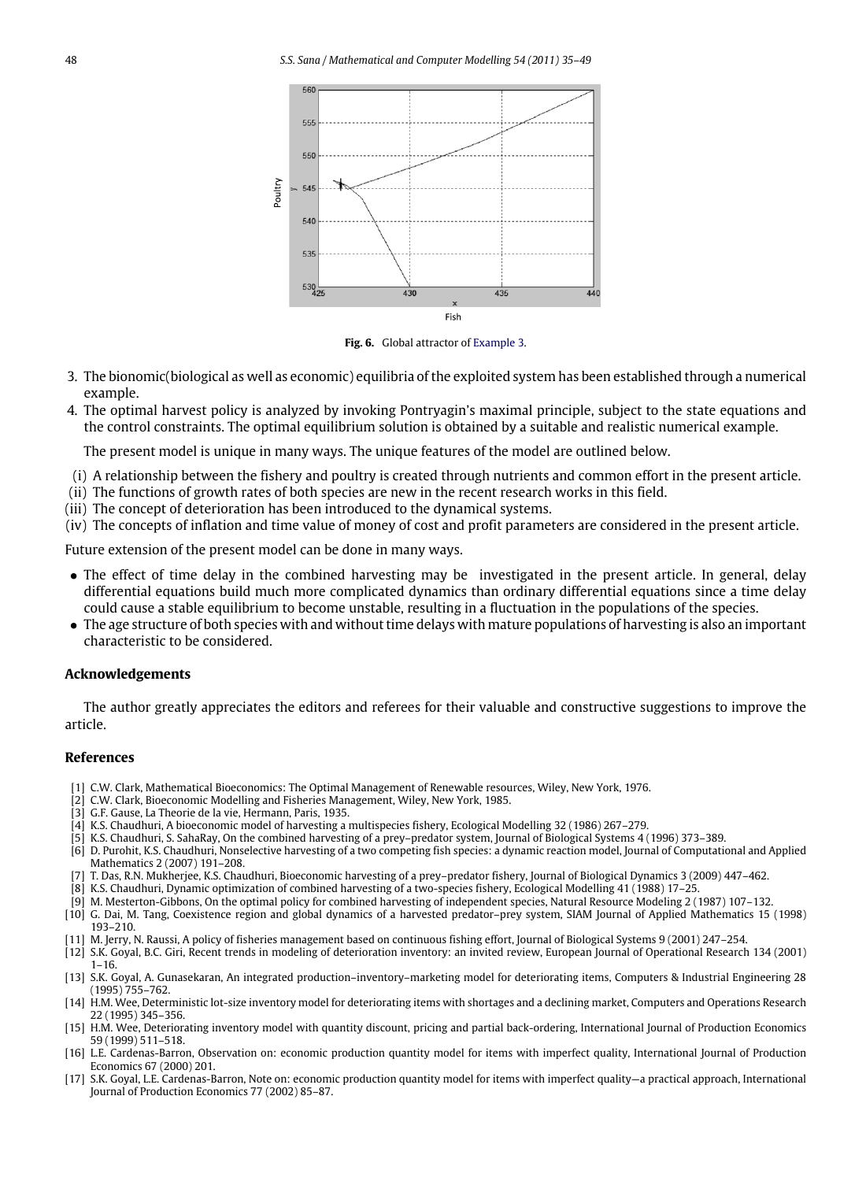**Fig. 6.** Global attractor of Example 3.

3. The bionomic(biological as well as economic) equilibria of the exploited system has been established through a numerical example.
4. The optimal harvest policy is analyzed by invoking Pontryagin's maximal principle, subject to the state equations and the control constraints. The optimal equilibrium solution is obtained by a suitable and realistic numerical example.

   The present model is unique in many ways. The unique features of the model are outlined below.

(i) A relationship between the fishery and poultry is created through nutrients and common effort in the present article.
(ii) The functions of growth rates of both species are new in the recent research works in this field.
(iii) The concept of deterioration has been introduced to the dynamical systems.
(iv) The concepts of inflation and time value of money of cost and profit parameters are considered in the present article.

Future extension of the present model can be done in many ways.

- The effect of time delay in the combined harvesting may be investigated in the present article. In general, delay differential equations build much more complicated dynamics than ordinary differential equations since a time delay could cause a stable equilibrium to become unstable, resulting in a fluctuation in the populations of the species.
- The age structure of both species with and without time delays with mature populations of harvesting is also an important characteristic to be considered.

## Acknowledgements

The author greatly appreciates the editors and referees for their valuable and constructive suggestions to improve the article.

## References

[1] C.W. Clark, Mathematical Bioeconomics: The Optimal Management of Renewable resources, Wiley, New York, 1976.
[2] C.W. Clark, Bioeconomic Modelling and Fisheries Management, Wiley, New York, 1985.
[3] G.F. Gause, La Theorie de la vie, Hermann, Paris, 1935.
[4] K.S. Chaudhuri, A bioeconomic model of harvesting a multispecies fishery, Ecological Modelling 32 (1986) 267–279.
[5] K.S. Chaudhuri, S. SahaRay, On the combined harvesting of a prey–predator system, Journal of Biological Systems 4 (1996) 373–389.
[6] D. Purohit, K.S. Chaudhuri, Nonselective harvesting of a two competing fish species: a dynamic reaction model, Journal of Computational and Applied Mathematics 2 (2007) 191–208.
[7] T. Das, R.N. Mukherjee, K.S. Chaudhuri, Bioeconomic harvesting of a prey–predator fishery, Journal of Biological Dynamics 3 (2009) 447–462.
[8] K.S. Chaudhuri, Dynamic optimization of combined harvesting of a two-species fishery, Ecological Modelling 41 (1988) 17–25.
[9] M. Mesterton-Gibbons, On the optimal policy for combined harvesting of independent species, Natural Resource Modeling 2 (1987) 107–132.
[10] G. Dai, M. Tang, Coexistence region and global dynamics of a harvested predator–prey system, SIAM Journal of Applied Mathematics 15 (1998) 193–210.
[11] M. Jerry, N. Raussi, A policy of fisheries management based on continuous fishing effort, Journal of Biological Systems 9 (2001) 247–254.
[12] S.K. Goyal, B.C. Giri, Recent trends in modeling of deterioration inventory: an invited review, European Journal of Operational Research 134 (2001) 1–16.
[13] S.K. Goyal, A. Gunasekaran, An integrated production–inventory–marketing model for deteriorating items, Computers & Industrial Engineering 28 (1995) 755–762.
[14] H.M. Wee, Deterministic lot-size inventory model for deteriorating items with shortages and a declining market, Computers and Operations Research 22 (1995) 345–356.
[15] H.M. Wee, Deteriorating inventory model with quantity discount, pricing and partial back-ordering, International Journal of Production Economics 59 (1999) 511–518.
[16] L.E. Cardenas-Barron, Observation on: economic production quantity model for items with imperfect quality, International Journal of Production Economics 67 (2000) 201.
[17] S.K. Goyal, L.E. Cardenas-Barron, Note on: economic production quantity model for items with imperfect quality—a practical approach, International Journal of Production Economics 77 (2002) 85–87.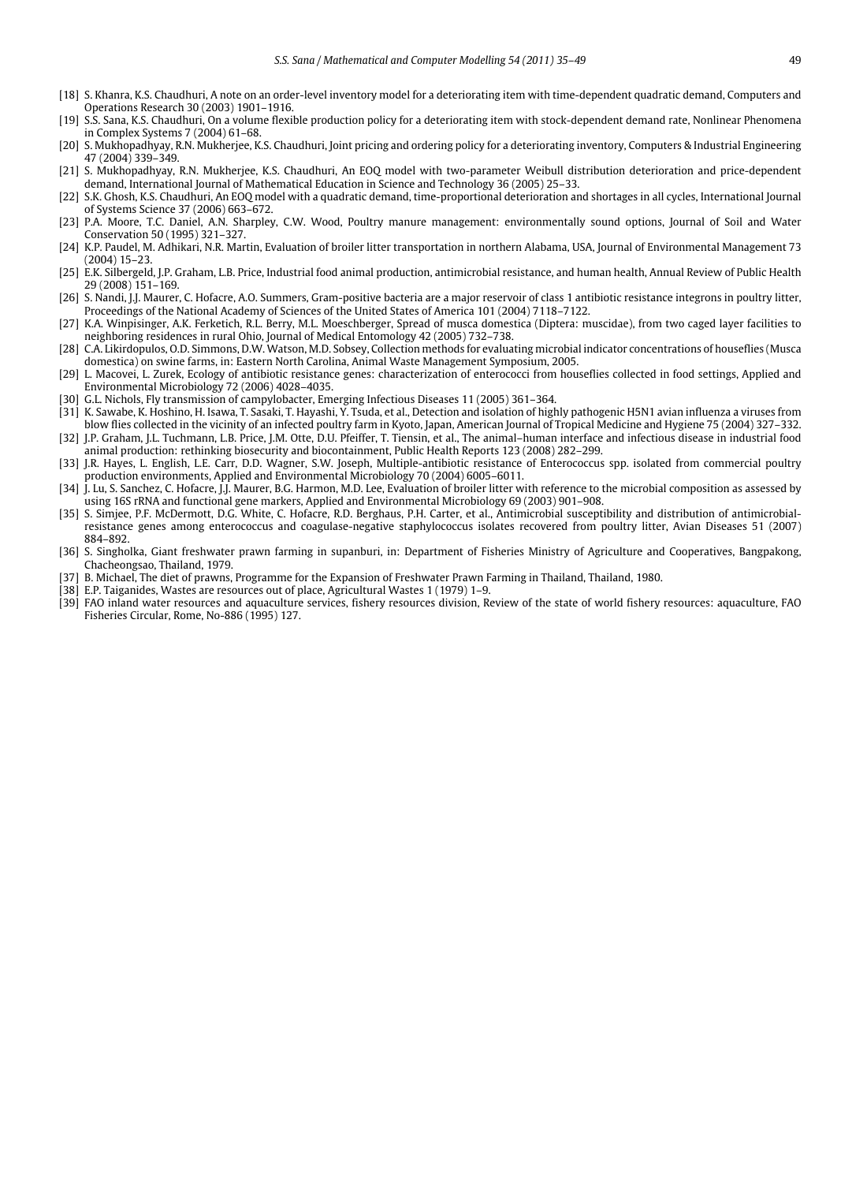[18] S. Khanra, K.S. Chaudhuri, A note on an order-level inventory model for a deteriorating item with time-dependent quadratic demand, Computers and Operations Research 30 (2003) 1901–1916.

[19] S.S. Sana, K.S. Chaudhuri, On a volume flexible production policy for a deteriorating item with stock-dependent demand rate, Nonlinear Phenomena in Complex Systems 7 (2004) 61–68.

[20] S. Mukhopadhyay, R.N. Mukherjee, K.S. Chaudhuri, Joint pricing and ordering policy for a deteriorating inventory, Computers & Industrial Engineering 47 (2004) 339–349.

[21] S. Mukhopadhyay, R.N. Mukherjee, K.S. Chaudhuri, An EOQ model with two-parameter Weibull distribution deterioration and price-dependent demand, International Journal of Mathematical Education in Science and Technology 36 (2005) 25–33.

[22] S.K. Ghosh, K.S. Chaudhuri, An EOQ model with a quadratic demand, time-proportional deterioration and shortages in all cycles, International Journal of Systems Science 37 (2006) 663–672.

[23] P.A. Moore, T.C. Daniel, A.N. Sharpley, C.W. Wood, Poultry manure management: environmentally sound options, Journal of Soil and Water Conservation 50 (1995) 321–327.

[24] K.P. Paudel, M. Adhikari, N.R. Martin, Evaluation of broiler litter transportation in northern Alabama, USA, Journal of Environmental Management 73 (2004) 15–23.

[25] E.K. Silbergeld, J.P. Graham, L.B. Price, Industrial food animal production, antimicrobial resistance, and human health, Annual Review of Public Health 29 (2008) 151–169.

[26] S. Nandi, J.J. Maurer, C. Hofacre, A.O. Summers, Gram-positive bacteria are a major reservoir of class 1 antibiotic resistance integrons in poultry litter, Proceedings of the National Academy of Sciences of the United States of America 101 (2004) 7118–7122.

[27] K.A. Winpisinger, A.K. Ferketich, R.L. Berry, M.L. Moeschberger, Spread of musca domestica (Diptera: muscidae), from two caged layer facilities to neighboring residences in rural Ohio, Journal of Medical Entomology 42 (2005) 732–738.

[28] C.A. Likirdopulos, O.D. Simmons, D.W. Watson, M.D. Sobsey, Collection methods for evaluating microbial indicator concentrations of houseflies (Musca domestica) on swine farms, in: Eastern North Carolina, Animal Waste Management Symposium, 2005.

[29] L. Macovei, L. Zurek, Ecology of antibiotic resistance genes: characterization of enterococci from houseflies collected in food settings, Applied and Environmental Microbiology 72 (2006) 4028–4035.

[30] G.L. Nichols, Fly transmission of campylobacter, Emerging Infectious Diseases 11 (2005) 361–364.

[31] K. Sawabe, K. Hoshino, H. Isawa, T. Sasaki, T. Hayashi, Y. Tsuda, et al., Detection and isolation of highly pathogenic H5N1 avian influenza a viruses from blow flies collected in the vicinity of an infected poultry farm in Kyoto, Japan, American Journal of Tropical Medicine and Hygiene 75 (2004) 327–332.

[32] J.P. Graham, J.L. Tuchmann, L.B. Price, J.M. Otte, D.U. Pfeiffer, T. Tiensin, et al., The animal–human interface and infectious disease in industrial food animal production: rethinking biosecurity and biocontainment, Public Health Reports 123 (2008) 282–299.

[33] J.R. Hayes, L. English, L.E. Carr, D.D. Wagner, S.W. Joseph, Multiple-antibiotic resistance of Enterococcus spp. isolated from commercial poultry production environments, Applied and Environmental Microbiology 70 (2004) 6005–6011.

[34] J. Lu, S. Sanchez, C. Hofacre, J.J. Maurer, B.G. Harmon, M.D. Lee, Evaluation of broiler litter with reference to the microbial composition as assessed by using 16S rRNA and functional gene markers, Applied and Environmental Microbiology 69 (2003) 901–908.

[35] S. Simjee, P.F. McDermott, D.G. White, C. Hofacre, R.D. Berghaus, P.H. Carter, et al., Antimicrobial susceptibility and distribution of antimicrobial-resistance genes among enterococcus and coagulase-negative staphylococcus isolates recovered from poultry litter, Avian Diseases 51 (2007) 884–892.

[36] S. Singholka, Giant freshwater prawn farming in supanburi, in: Department of Fisheries Ministry of Agriculture and Cooperatives, Bangpakong, Chacheongsao, Thailand, 1979.

[37] B. Michael, The diet of prawns, Programme for the Expansion of Freshwater Prawn Farming in Thailand, Thailand, 1980.

[38] E.P. Taiganides, Wastes are resources out of place, Agricultural Wastes 1 (1979) 1–9.

[39] FAO inland water resources and aquaculture services, fishery resources division, Review of the state of world fishery resources: aquaculture, FAO Fisheries Circular, Rome, No-886 (1995) 127.